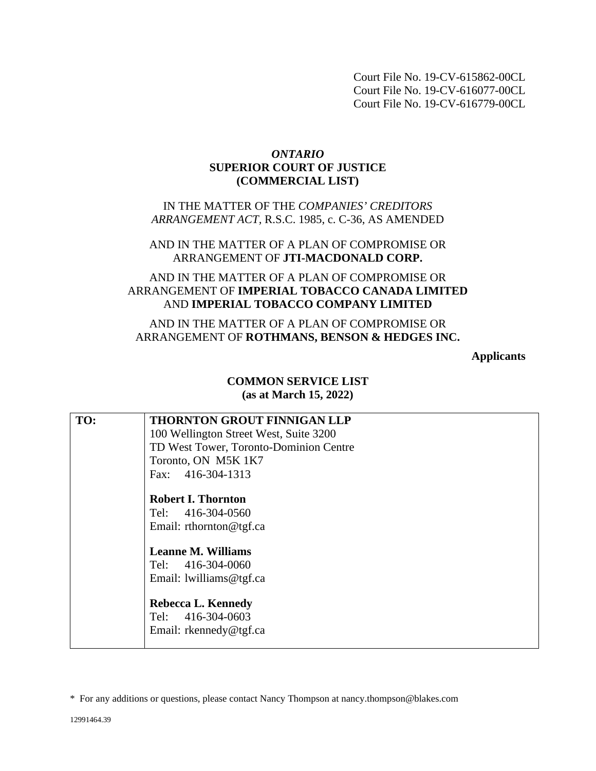Court File No. 19-CV-615862-00CL
Court File No. 19-CV-616077-00CL
Court File No. 19-CV-616779-00CL

*ONTARIO*
**SUPERIOR COURT OF JUSTICE**
**(COMMERCIAL LIST)**

IN THE MATTER OF THE *COMPANIES' CREDITORS ARRANGEMENT ACT*, R.S.C. 1985, c. C-36, AS AMENDED

AND IN THE MATTER OF A PLAN OF COMPROMISE OR ARRANGEMENT OF **JTI-MACDONALD CORP.**

AND IN THE MATTER OF A PLAN OF COMPROMISE OR ARRANGEMENT OF **IMPERIAL TOBACCO CANADA LIMITED** AND **IMPERIAL TOBACCO COMPANY LIMITED**

AND IN THE MATTER OF A PLAN OF COMPROMISE OR ARRANGEMENT OF **ROTHMANS, BENSON & HEDGES INC.**

**Applicants**

**COMMON SERVICE LIST**
**(as at March 15, 2022)**

| | |
|---|---|
| **TO:** | **THORNTON GROUT FINNIGAN LLP**<br>100 Wellington Street West, Suite 3200<br>TD West Tower, Toronto-Dominion Centre<br>Toronto, ON M5K 1K7<br>Fax: 416-304-1313<br><br>**Robert I. Thornton**<br>Tel: 416-304-0560<br>Email: rthornton@tgf.ca<br><br>**Leanne M. Williams**<br>Tel: 416-304-0060<br>Email: lwilliams@tgf.ca<br><br>**Rebecca L. Kennedy**<br>Tel: 416-304-0603<br>Email: rkennedy@tgf.ca |

\* For any additions or questions, please contact Nancy Thompson at nancy.thompson@blakes.com

12991464.39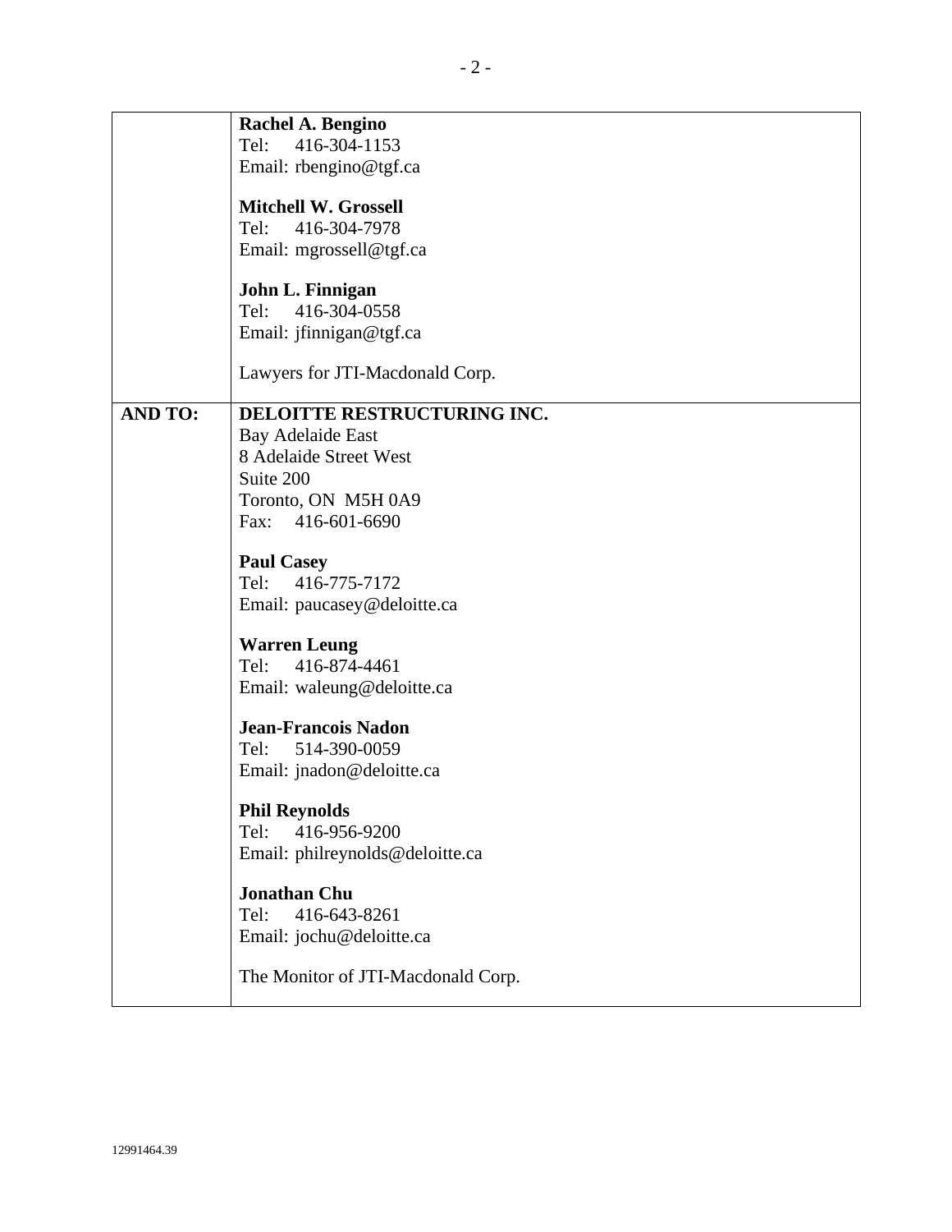| | |
|---|---|
| | **Rachel A. Bengino**<br>Tel: 416-304-1153<br>Email: rbengino@tgf.ca<br><br>**Mitchell W. Grossell**<br>Tel: 416-304-7978<br>Email: mgrossell@tgf.ca<br><br>**John L. Finnigan**<br>Tel: 416-304-0558<br>Email: jfinnigan@tgf.ca<br><br>Lawyers for JTI-Macdonald Corp. |
| **AND TO:** | **DELOITTE RESTRUCTURING INC.**<br>Bay Adelaide East<br>8 Adelaide Street West<br>Suite 200<br>Toronto, ON M5H 0A9<br>Fax: 416-601-6690<br><br>**Paul Casey**<br>Tel: 416-775-7172<br>Email: paucasey@deloitte.ca<br><br>**Warren Leung**<br>Tel: 416-874-4461<br>Email: waleung@deloitte.ca<br><br>**Jean-Francois Nadon**<br>Tel: 514-390-0059<br>Email: jnadon@deloitte.ca<br><br>**Phil Reynolds**<br>Tel: 416-956-9200<br>Email: philreynolds@deloitte.ca<br><br>**Jonathan Chu**<br>Tel: 416-643-8261<br>Email: jochu@deloitte.ca<br><br>The Monitor of JTI-Macdonald Corp. |

12991464.39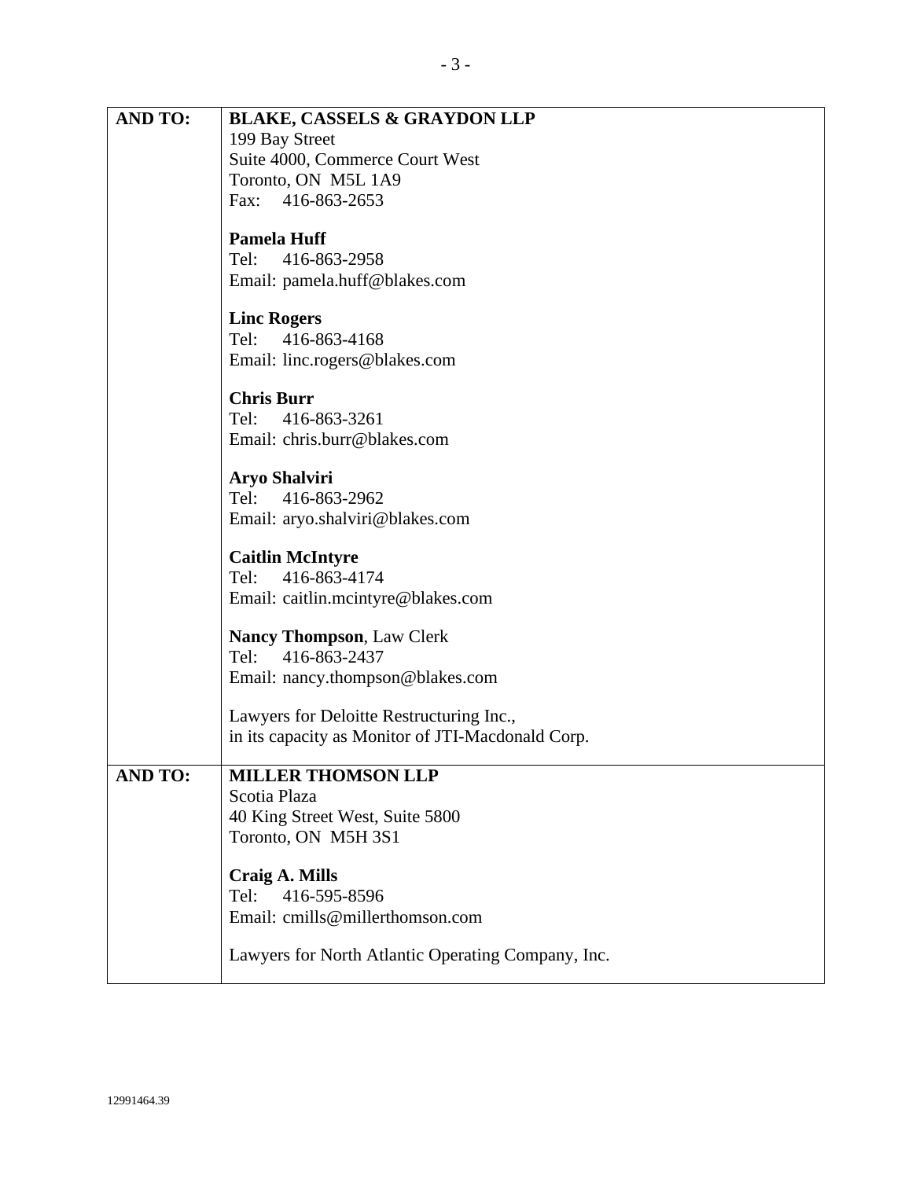| | |
|---|---|
| **AND TO:** | **BLAKE, CASSELS & GRAYDON LLP**<br>199 Bay Street<br>Suite 4000, Commerce Court West<br>Toronto, ON M5L 1A9<br>Fax: 416-863-2653<br><br>**Pamela Huff**<br>Tel: 416-863-2958<br>Email: pamela.huff@blakes.com<br><br>**Linc Rogers**<br>Tel: 416-863-4168<br>Email: linc.rogers@blakes.com<br><br>**Chris Burr**<br>Tel: 416-863-3261<br>Email: chris.burr@blakes.com<br><br>**Aryo Shalviri**<br>Tel: 416-863-2962<br>Email: aryo.shalviri@blakes.com<br><br>**Caitlin McIntyre**<br>Tel: 416-863-4174<br>Email: caitlin.mcintyre@blakes.com<br><br>**Nancy Thompson**, Law Clerk<br>Tel: 416-863-2437<br>Email: nancy.thompson@blakes.com<br><br>Lawyers for Deloitte Restructuring Inc., in its capacity as Monitor of JTI-Macdonald Corp. |
| **AND TO:** | **MILLER THOMSON LLP**<br>Scotia Plaza<br>40 King Street West, Suite 5800<br>Toronto, ON M5H 3S1<br><br>**Craig A. Mills**<br>Tel: 416-595-8596<br>Email: cmills@millerthomson.com<br><br>Lawyers for North Atlantic Operating Company, Inc. |

12991464.39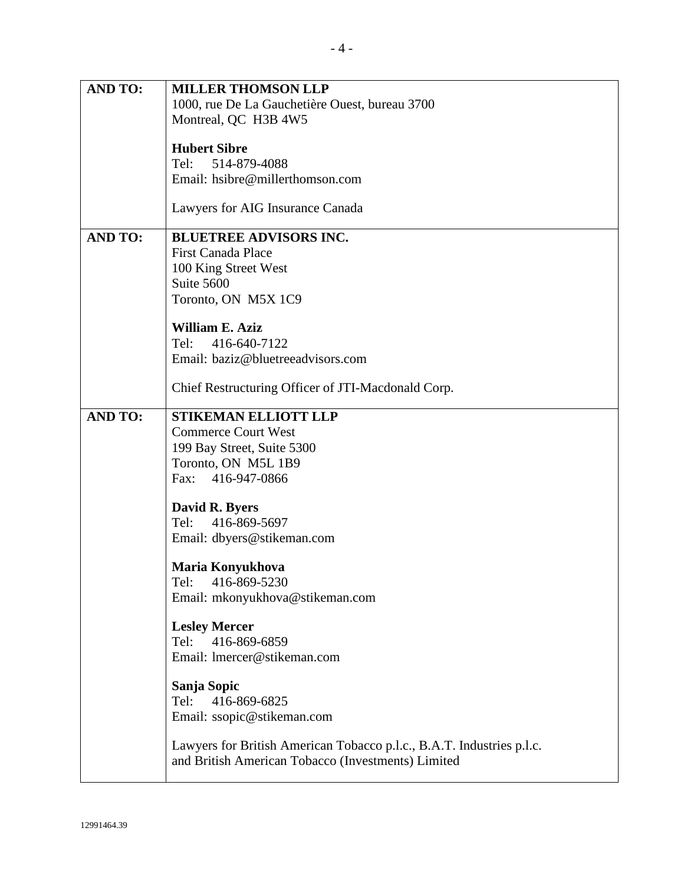| | |
|---|---|
| **AND TO:** | **MILLER THOMSON LLP**<br>1000, rue De La Gauchetière Ouest, bureau 3700<br>Montreal, QC  H3B 4W5<br><br>**Hubert Sibre**<br>Tel:   514-879-4088<br>Email: hsibre@millerthomson.com<br><br>Lawyers for AIG Insurance Canada |
| **AND TO:** | **BLUETREE ADVISORS INC.**<br>First Canada Place<br>100 King Street West<br>Suite 5600<br>Toronto, ON  M5X 1C9<br><br>**William E. Aziz**<br>Tel:   416-640-7122<br>Email: baziz@bluetreeadvisors.com<br><br>Chief Restructuring Officer of JTI-Macdonald Corp. |
| **AND TO:** | **STIKEMAN ELLIOTT LLP**<br>Commerce Court West<br>199 Bay Street, Suite 5300<br>Toronto, ON  M5L 1B9<br>Fax:   416-947-0866<br><br>**David R. Byers**<br>Tel:   416-869-5697<br>Email: dbyers@stikeman.com<br><br>**Maria Konyukhova**<br>Tel:   416-869-5230<br>Email: mkonyukhova@stikeman.com<br><br>**Lesley Mercer**<br>Tel:   416-869-6859<br>Email: lmercer@stikeman.com<br><br>**Sanja Sopic**<br>Tel:   416-869-6825<br>Email: ssopic@stikeman.com<br><br>Lawyers for British American Tobacco p.l.c., B.A.T. Industries p.l.c. and British American Tobacco (Investments) Limited |

12991464.39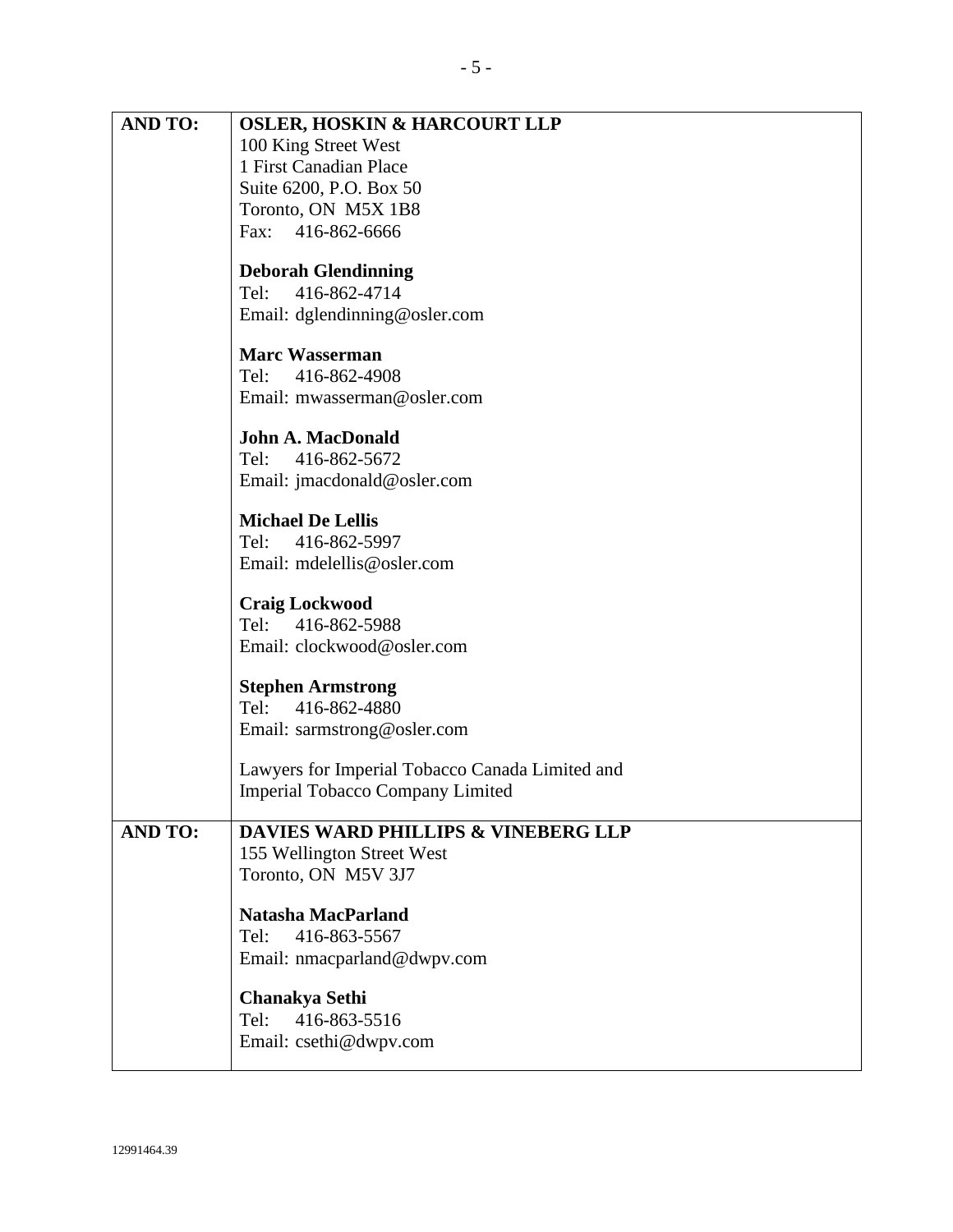| | |
|---|---|
| **AND TO:** | **OSLER, HOSKIN & HARCOURT LLP**<br>100 King Street West<br>1 First Canadian Place<br>Suite 6200, P.O. Box 50<br>Toronto, ON M5X 1B8<br>Fax: 416-862-6666<br><br>**Deborah Glendinning**<br>Tel: 416-862-4714<br>Email: dglendinning@osler.com<br><br>**Marc Wasserman**<br>Tel: 416-862-4908<br>Email: mwasserman@osler.com<br><br>**John A. MacDonald**<br>Tel: 416-862-5672<br>Email: jmacdonald@osler.com<br><br>**Michael De Lellis**<br>Tel: 416-862-5997<br>Email: mdelellis@osler.com<br><br>**Craig Lockwood**<br>Tel: 416-862-5988<br>Email: clockwood@osler.com<br><br>**Stephen Armstrong**<br>Tel: 416-862-4880<br>Email: sarmstrong@osler.com<br><br>Lawyers for Imperial Tobacco Canada Limited and Imperial Tobacco Company Limited |
| **AND TO:** | **DAVIES WARD PHILLIPS & VINEBERG LLP**<br>155 Wellington Street West<br>Toronto, ON M5V 3J7<br><br>**Natasha MacParland**<br>Tel: 416-863-5567<br>Email: nmacparland@dwpv.com<br><br>**Chanakya Sethi**<br>Tel: 416-863-5516<br>Email: csethi@dwpv.com |

12991464.39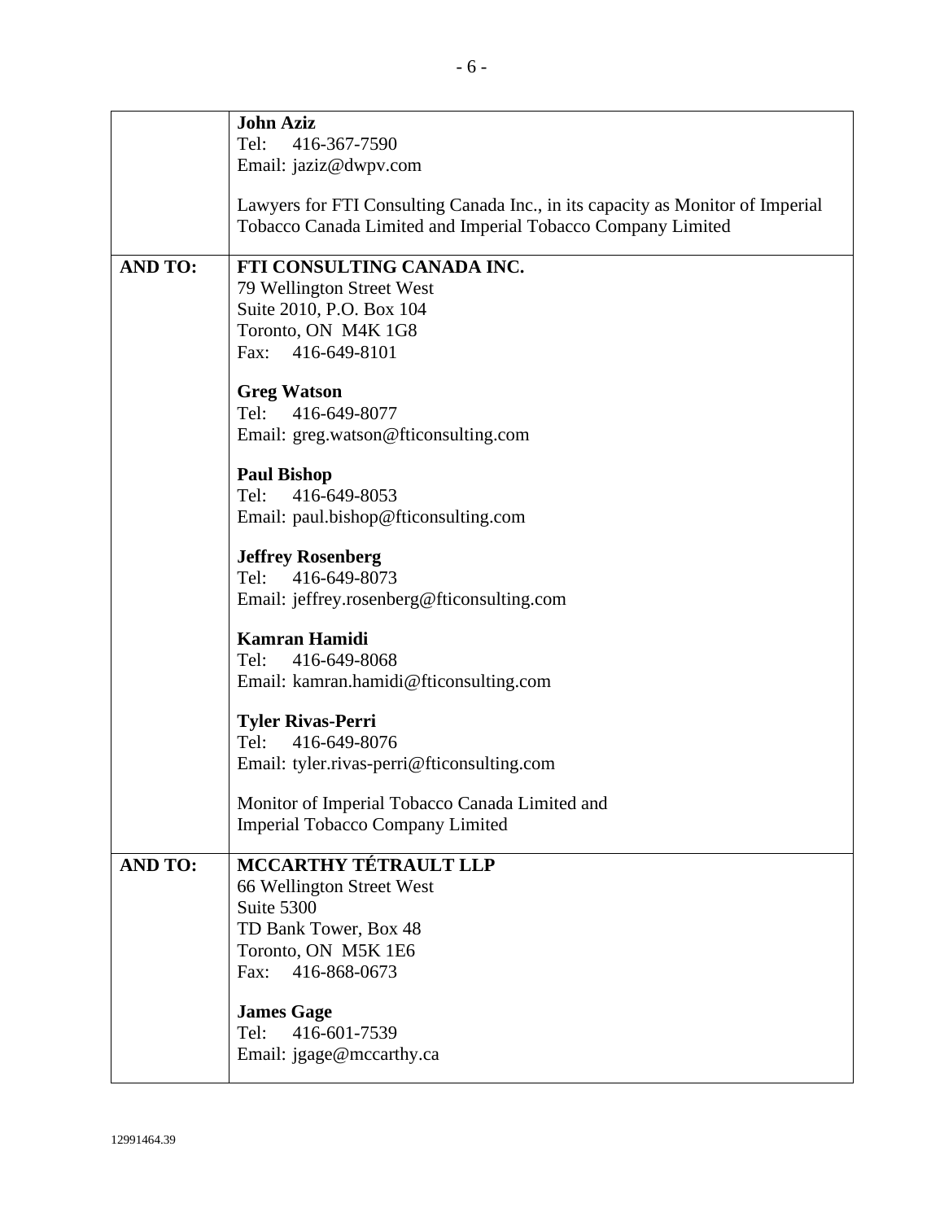| | |
|---|---|
| | **John Aziz**<br>Tel: 416-367-7590<br>Email: jaziz@dwpv.com<br><br>Lawyers for FTI Consulting Canada Inc., in its capacity as Monitor of Imperial Tobacco Canada Limited and Imperial Tobacco Company Limited |
| **AND TO:** | **FTI CONSULTING CANADA INC.**<br>79 Wellington Street West<br>Suite 2010, P.O. Box 104<br>Toronto, ON M4K 1G8<br>Fax: 416-649-8101<br><br>**Greg Watson**<br>Tel: 416-649-8077<br>Email: greg.watson@fticonsulting.com<br><br>**Paul Bishop**<br>Tel: 416-649-8053<br>Email: paul.bishop@fticonsulting.com<br><br>**Jeffrey Rosenberg**<br>Tel: 416-649-8073<br>Email: jeffrey.rosenberg@fticonsulting.com<br><br>**Kamran Hamidi**<br>Tel: 416-649-8068<br>Email: kamran.hamidi@fticonsulting.com<br><br>**Tyler Rivas-Perri**<br>Tel: 416-649-8076<br>Email: tyler.rivas-perri@fticonsulting.com<br><br>Monitor of Imperial Tobacco Canada Limited and Imperial Tobacco Company Limited |
| **AND TO:** | **MCCARTHY TÉTRAULT LLP**<br>66 Wellington Street West<br>Suite 5300<br>TD Bank Tower, Box 48<br>Toronto, ON M5K 1E6<br>Fax: 416-868-0673<br><br>**James Gage**<br>Tel: 416-601-7539<br>Email: jgage@mccarthy.ca |

12991464.39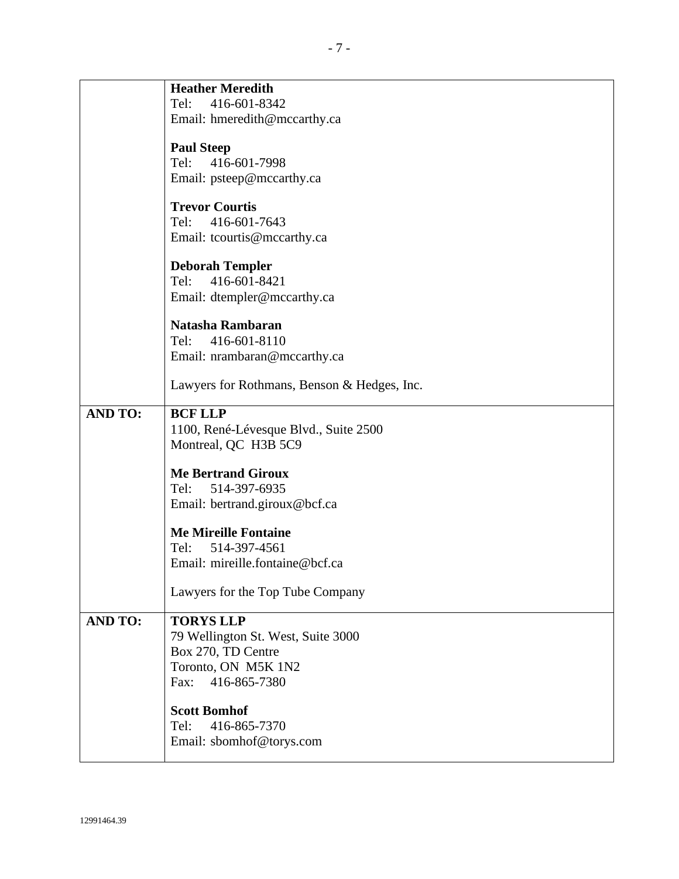| | |
|---|---|
| | **Heather Meredith**<br>Tel: 416-601-8342<br>Email: hmeredith@mccarthy.ca<br><br>**Paul Steep**<br>Tel: 416-601-7998<br>Email: psteep@mccarthy.ca<br><br>**Trevor Courtis**<br>Tel: 416-601-7643<br>Email: tcourtis@mccarthy.ca<br><br>**Deborah Templer**<br>Tel: 416-601-8421<br>Email: dtempler@mccarthy.ca<br><br>**Natasha Rambaran**<br>Tel: 416-601-8110<br>Email: nrambaran@mccarthy.ca<br><br>Lawyers for Rothmans, Benson & Hedges, Inc. |
| **AND TO:** | **BCF LLP**<br>1100, René-Lévesque Blvd., Suite 2500<br>Montreal, QC H3B 5C9<br><br>**Me Bertrand Giroux**<br>Tel: 514-397-6935<br>Email: bertrand.giroux@bcf.ca<br><br>**Me Mireille Fontaine**<br>Tel: 514-397-4561<br>Email: mireille.fontaine@bcf.ca<br><br>Lawyers for the Top Tube Company |
| **AND TO:** | **TORYS LLP**<br>79 Wellington St. West, Suite 3000<br>Box 270, TD Centre<br>Toronto, ON M5K 1N2<br>Fax: 416-865-7380<br><br>**Scott Bomhof**<br>Tel: 416-865-7370<br>Email: sbomhof@torys.com |

12991464.39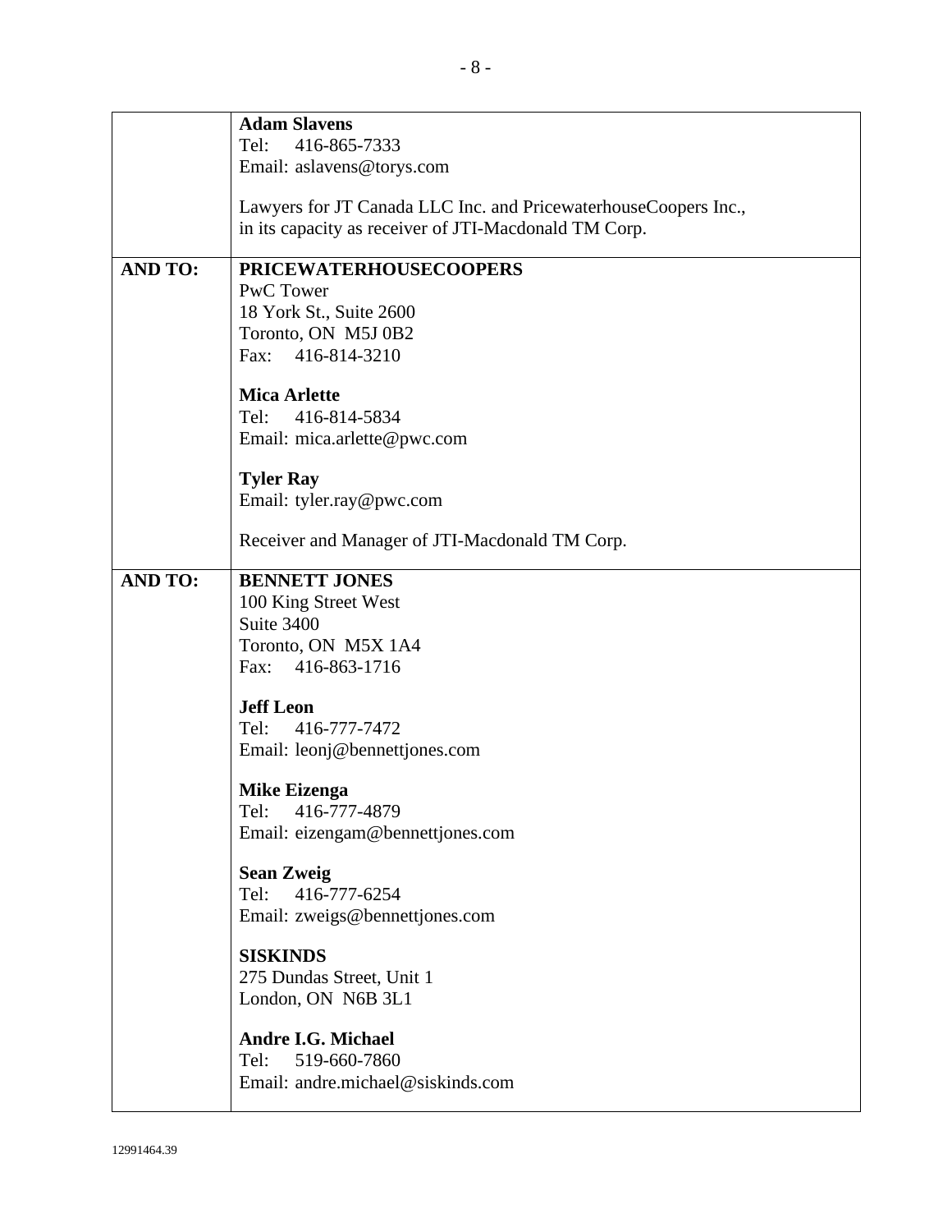|  |  |
|---|---|
|  | **Adam Slavens**<br>Tel: 416-865-7333<br>Email: aslavens@torys.com<br><br>Lawyers for JT Canada LLC Inc. and PricewaterhouseCoopers Inc., in its capacity as receiver of JTI-Macdonald TM Corp. |
| **AND TO:** | **PRICEWATERHOUSECOOPERS**<br>PwC Tower<br>18 York St., Suite 2600<br>Toronto, ON M5J 0B2<br>Fax: 416-814-3210<br><br>**Mica Arlette**<br>Tel: 416-814-5834<br>Email: mica.arlette@pwc.com<br><br>**Tyler Ray**<br>Email: tyler.ray@pwc.com<br><br>Receiver and Manager of JTI-Macdonald TM Corp. |
| **AND TO:** | **BENNETT JONES**<br>100 King Street West<br>Suite 3400<br>Toronto, ON M5X 1A4<br>Fax: 416-863-1716<br><br>**Jeff Leon**<br>Tel: 416-777-7472<br>Email: leonj@bennettjones.com<br><br>**Mike Eizenga**<br>Tel: 416-777-4879<br>Email: eizengam@bennettjones.com<br><br>**Sean Zweig**<br>Tel: 416-777-6254<br>Email: zweigs@bennettjones.com<br><br>**SISKINDS**<br>275 Dundas Street, Unit 1<br>London, ON N6B 3L1<br><br>**Andre I.G. Michael**<br>Tel: 519-660-7860<br>Email: andre.michael@siskinds.com |

12991464.39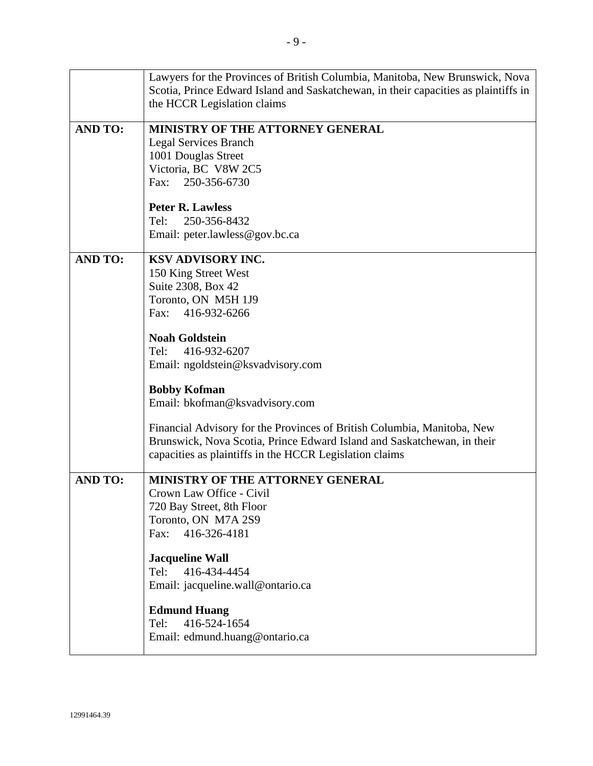| | |
|---|---|
| | Lawyers for the Provinces of British Columbia, Manitoba, New Brunswick, Nova Scotia, Prince Edward Island and Saskatchewan, in their capacities as plaintiffs in the HCCR Legislation claims |
| **AND TO:** | **MINISTRY OF THE ATTORNEY GENERAL**<br>Legal Services Branch<br>1001 Douglas Street<br>Victoria, BC V8W 2C5<br>Fax: 250-356-6730<br><br>**Peter R. Lawless**<br>Tel: 250-356-8432<br>Email: peter.lawless@gov.bc.ca |
| **AND TO:** | **KSV ADVISORY INC.**<br>150 King Street West<br>Suite 2308, Box 42<br>Toronto, ON M5H 1J9<br>Fax: 416-932-6266<br><br>**Noah Goldstein**<br>Tel: 416-932-6207<br>Email: ngoldstein@ksvadvisory.com<br><br>**Bobby Kofman**<br>Email: bkofman@ksvadvisory.com<br><br>Financial Advisory for the Provinces of British Columbia, Manitoba, New Brunswick, Nova Scotia, Prince Edward Island and Saskatchewan, in their capacities as plaintiffs in the HCCR Legislation claims |
| **AND TO:** | **MINISTRY OF THE ATTORNEY GENERAL**<br>Crown Law Office - Civil<br>720 Bay Street, 8th Floor<br>Toronto, ON M7A 2S9<br>Fax: 416-326-4181<br><br>**Jacqueline Wall**<br>Tel: 416-434-4454<br>Email: jacqueline.wall@ontario.ca<br><br>**Edmund Huang**<br>Tel: 416-524-1654<br>Email: edmund.huang@ontario.ca |

12991464.39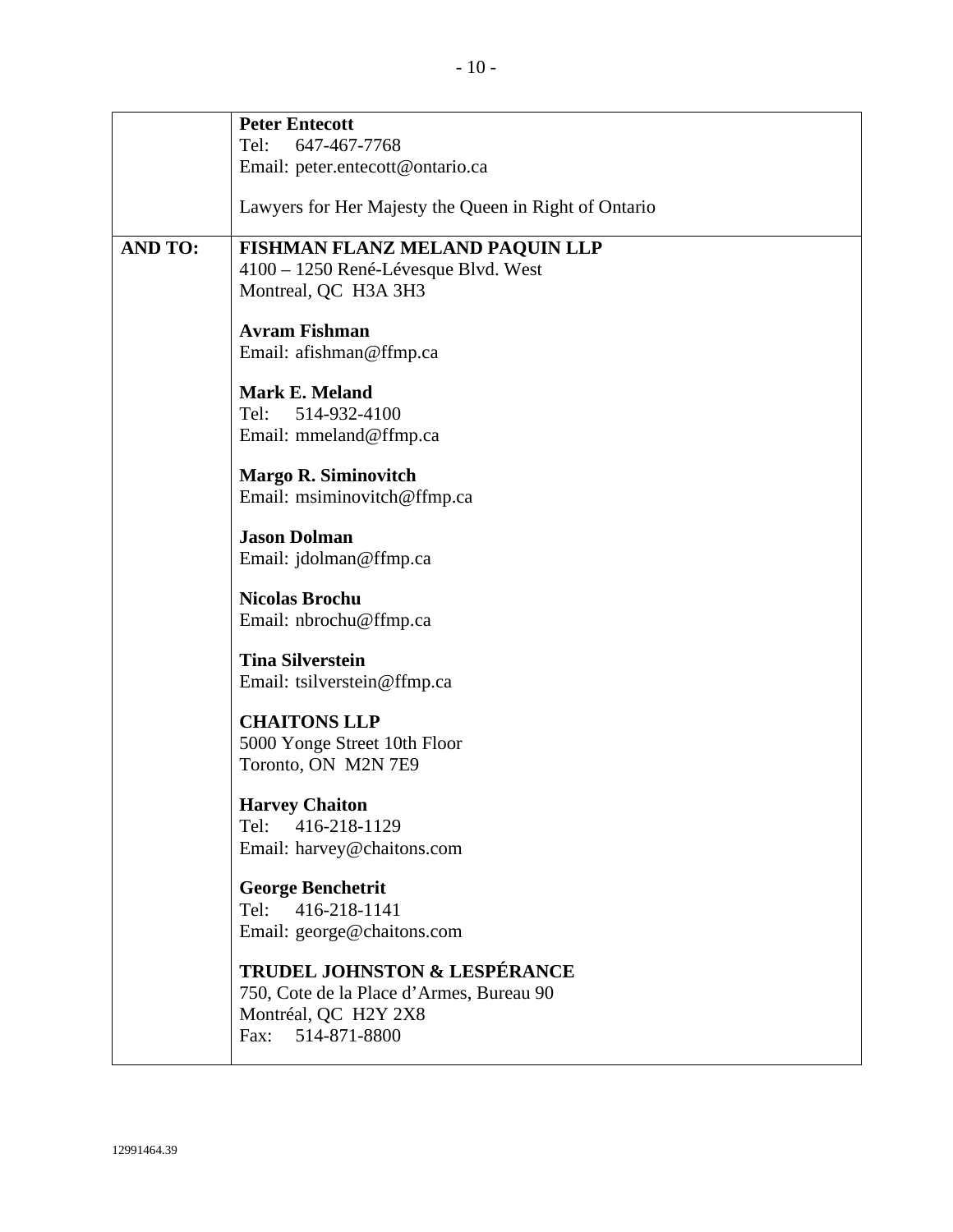|  |  |
| --- | --- |
|  | **Peter Entecott**<br>Tel: 647-467-7768<br>Email: peter.entecott@ontario.ca<br><br>Lawyers for Her Majesty the Queen in Right of Ontario |
| **AND TO:** | **FISHMAN FLANZ MELAND PAQUIN LLP**<br>4100 – 1250 René-Lévesque Blvd. West<br>Montreal, QC H3A 3H3<br><br>**Avram Fishman**<br>Email: afishman@ffmp.ca<br><br>**Mark E. Meland**<br>Tel: 514-932-4100<br>Email: mmeland@ffmp.ca<br><br>**Margo R. Siminovitch**<br>Email: msiminovitch@ffmp.ca<br><br>**Jason Dolman**<br>Email: jdolman@ffmp.ca<br><br>**Nicolas Brochu**<br>Email: nbrochu@ffmp.ca<br><br>**Tina Silverstein**<br>Email: tsilverstein@ffmp.ca<br><br>**CHAITONS LLP**<br>5000 Yonge Street 10th Floor<br>Toronto, ON M2N 7E9<br><br>**Harvey Chaiton**<br>Tel: 416-218-1129<br>Email: harvey@chaitons.com<br><br>**George Benchetrit**<br>Tel: 416-218-1141<br>Email: george@chaitons.com<br><br>**TRUDEL JOHNSTON & LESPÉRANCE**<br>750, Cote de la Place d'Armes, Bureau 90<br>Montréal, QC H2Y 2X8<br>Fax: 514-871-8800 |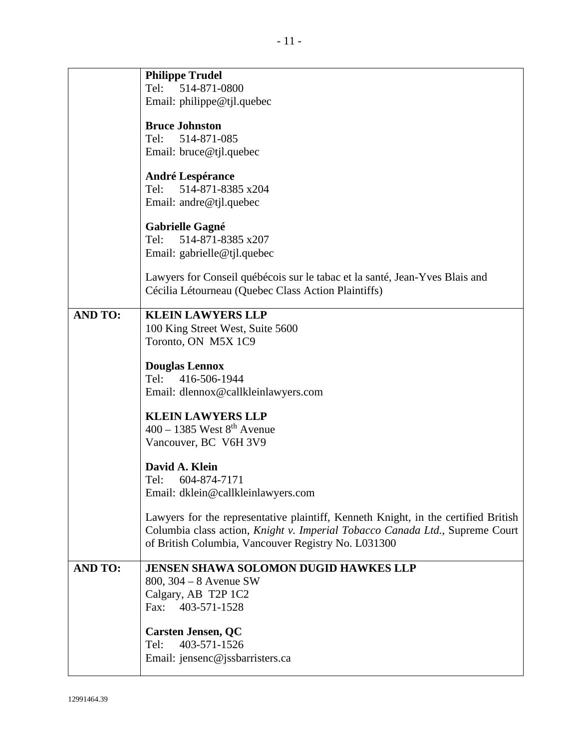| | |
|---|---|
| | **Philippe Trudel**<br>Tel: 514-871-0800<br>Email: philippe@tjl.quebec<br><br>**Bruce Johnston**<br>Tel: 514-871-085<br>Email: bruce@tjl.quebec<br><br>**André Lespérance**<br>Tel: 514-871-8385 x204<br>Email: andre@tjl.quebec<br><br>**Gabrielle Gagné**<br>Tel: 514-871-8385 x207<br>Email: gabrielle@tjl.quebec<br><br>Lawyers for Conseil québécois sur le tabac et la santé, Jean-Yves Blais and Cécilia Létourneau (Quebec Class Action Plaintiffs) |
| **AND TO:** | **KLEIN LAWYERS LLP**<br>100 King Street West, Suite 5600<br>Toronto, ON M5X 1C9<br><br>**Douglas Lennox**<br>Tel: 416-506-1944<br>Email: dlennox@callkleinlawyers.com<br><br>**KLEIN LAWYERS LLP**<br>400 – 1385 West 8th Avenue<br>Vancouver, BC V6H 3V9<br><br>**David A. Klein**<br>Tel: 604-874-7171<br>Email: dklein@callkleinlawyers.com<br><br>Lawyers for the representative plaintiff, Kenneth Knight, in the certified British Columbia class action, *Knight v. Imperial Tobacco Canada Ltd.*, Supreme Court of British Columbia, Vancouver Registry No. L031300 |
| **AND TO:** | **JENSEN SHAWA SOLOMON DUGID HAWKES LLP**<br>800, 304 – 8 Avenue SW<br>Calgary, AB T2P 1C2<br>Fax: 403-571-1528<br><br>**Carsten Jensen, QC**<br>Tel: 403-571-1526<br>Email: jensenc@jssbarristers.ca |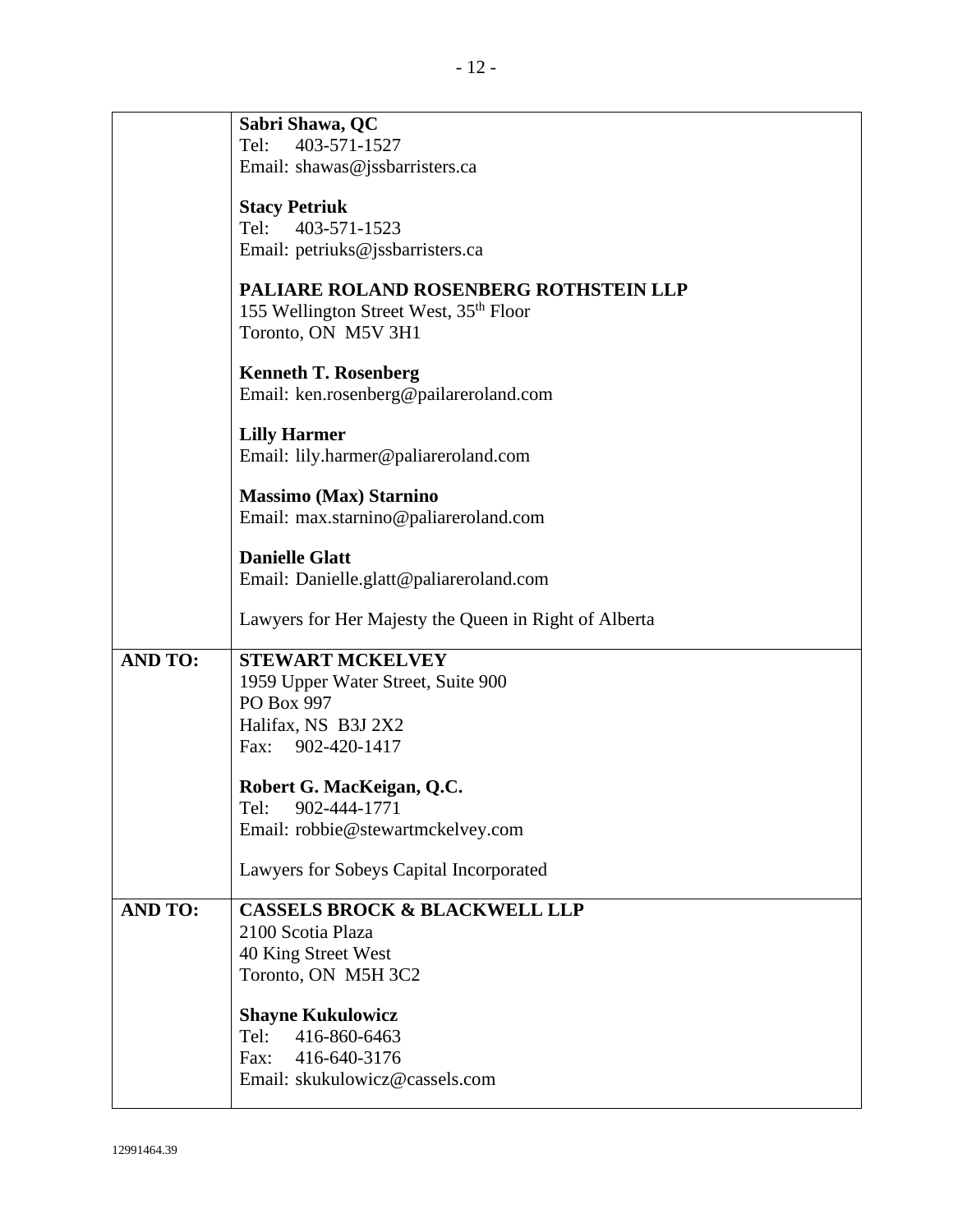| | |
|---|---|
| | **Sabri Shawa, QC**<br>Tel: 403-571-1527<br>Email: shawas@jssbarristers.ca<br><br>**Stacy Petriuk**<br>Tel: 403-571-1523<br>Email: petriuks@jssbarristers.ca<br><br>**PALIARE ROLAND ROSENBERG ROTHSTEIN LLP**<br>155 Wellington Street West, 35th Floor<br>Toronto, ON M5V 3H1<br><br>**Kenneth T. Rosenberg**<br>Email: ken.rosenberg@pailareroland.com<br><br>**Lilly Harmer**<br>Email: lily.harmer@paliareroland.com<br><br>**Massimo (Max) Starnino**<br>Email: max.starnino@paliareroland.com<br><br>**Danielle Glatt**<br>Email: Danielle.glatt@paliareroland.com<br><br>Lawyers for Her Majesty the Queen in Right of Alberta |
| **AND TO:** | **STEWART MCKELVEY**<br>1959 Upper Water Street, Suite 900<br>PO Box 997<br>Halifax, NS B3J 2X2<br>Fax: 902-420-1417<br><br>**Robert G. MacKeigan, Q.C.**<br>Tel: 902-444-1771<br>Email: robbie@stewartmckelvey.com<br><br>Lawyers for Sobeys Capital Incorporated |
| **AND TO:** | **CASSELS BROCK & BLACKWELL LLP**<br>2100 Scotia Plaza<br>40 King Street West<br>Toronto, ON M5H 3C2<br><br>**Shayne Kukulowicz**<br>Tel: 416-860-6463<br>Fax: 416-640-3176<br>Email: skukulowicz@cassels.com |

12991464.39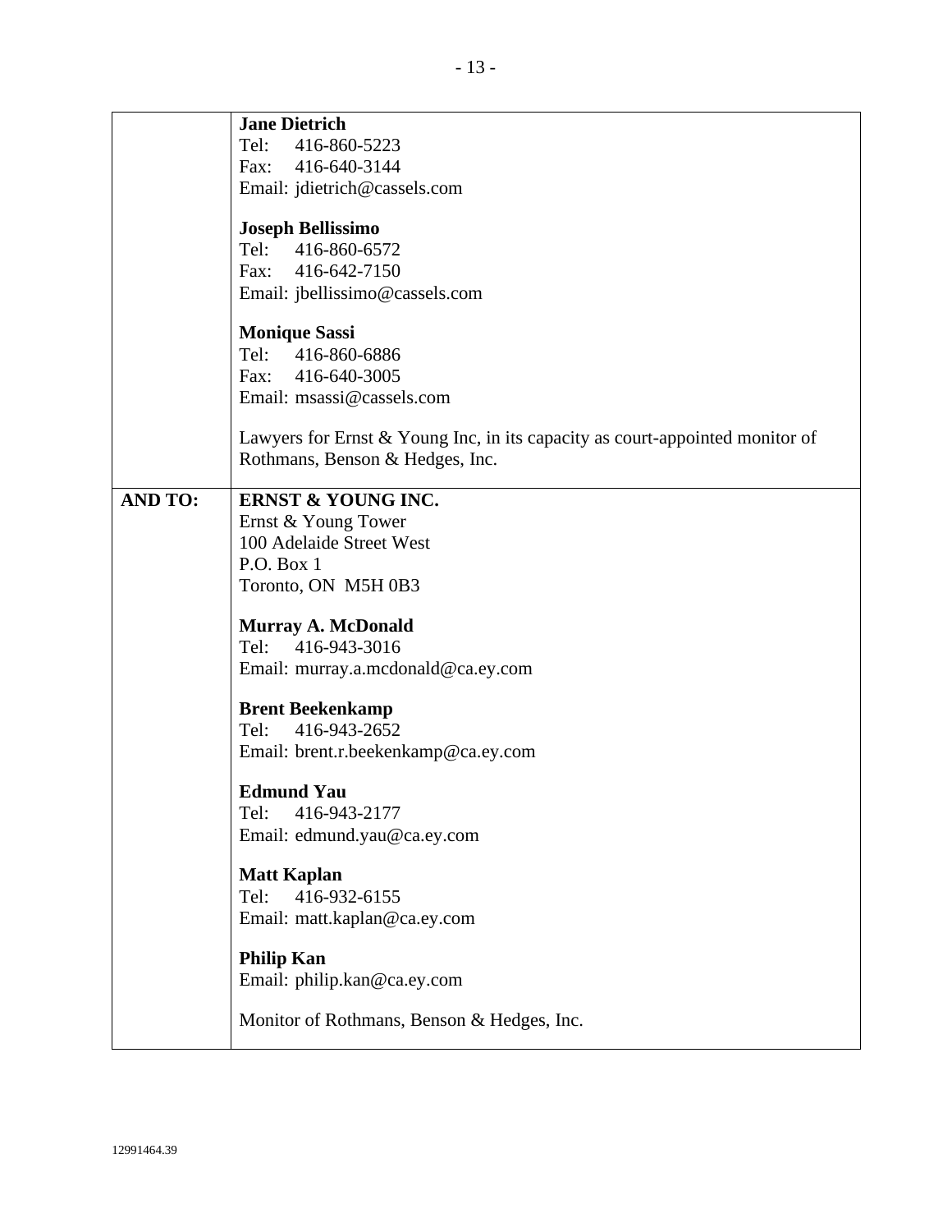| | |
|---|---|
| | **Jane Dietrich**<br>Tel: 416-860-5223<br>Fax: 416-640-3144<br>Email: jdietrich@cassels.com<br><br>**Joseph Bellissimo**<br>Tel: 416-860-6572<br>Fax: 416-642-7150<br>Email: jbellissimo@cassels.com<br><br>**Monique Sassi**<br>Tel: 416-860-6886<br>Fax: 416-640-3005<br>Email: msassi@cassels.com<br><br>Lawyers for Ernst & Young Inc, in its capacity as court-appointed monitor of Rothmans, Benson & Hedges, Inc. |
| **AND TO:** | **ERNST & YOUNG INC.**<br>Ernst & Young Tower<br>100 Adelaide Street West<br>P.O. Box 1<br>Toronto, ON M5H 0B3<br><br>**Murray A. McDonald**<br>Tel: 416-943-3016<br>Email: murray.a.mcdonald@ca.ey.com<br><br>**Brent Beekenkamp**<br>Tel: 416-943-2652<br>Email: brent.r.beekenkamp@ca.ey.com<br><br>**Edmund Yau**<br>Tel: 416-943-2177<br>Email: edmund.yau@ca.ey.com<br><br>**Matt Kaplan**<br>Tel: 416-932-6155<br>Email: matt.kaplan@ca.ey.com<br><br>**Philip Kan**<br>Email: philip.kan@ca.ey.com<br><br>Monitor of Rothmans, Benson & Hedges, Inc. |

12991464.39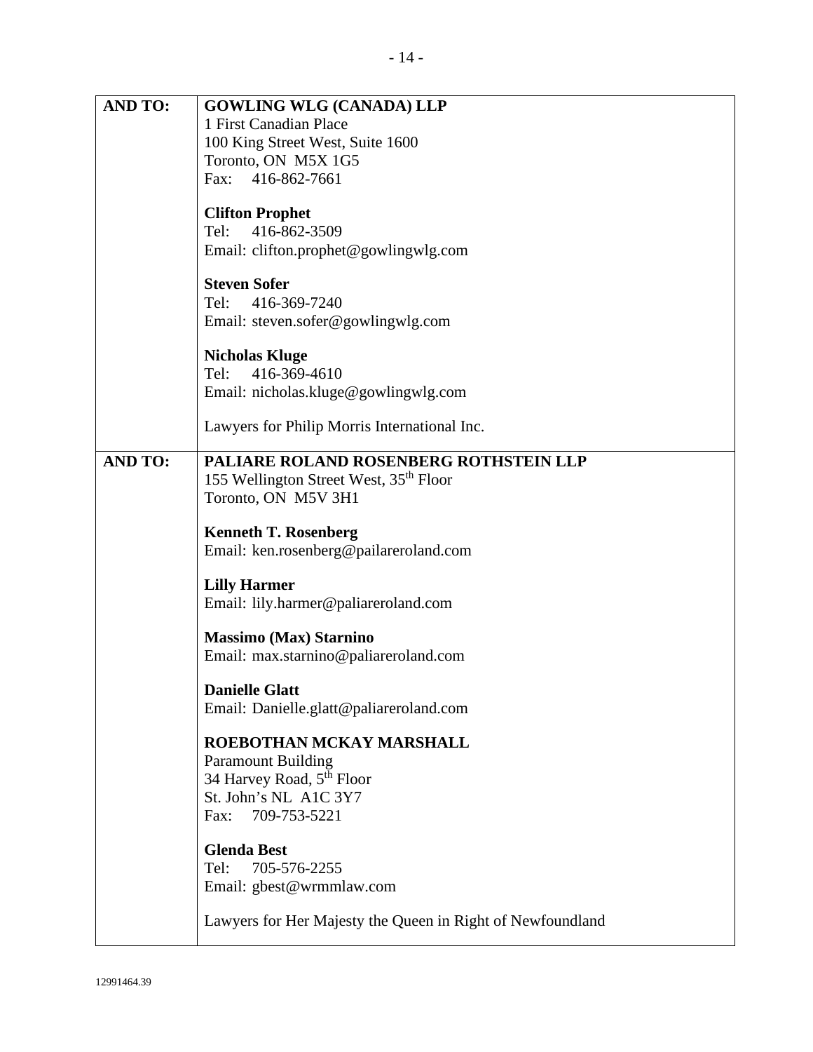| AND TO: | **GOWLING WLG (CANADA) LLP**<br>1 First Canadian Place<br>100 King Street West, Suite 1600<br>Toronto, ON M5X 1G5<br>Fax: 416-862-7661<br><br>**Clifton Prophet**<br>Tel: 416-862-3509<br>Email: clifton.prophet@gowlingwlg.com<br><br>**Steven Sofer**<br>Tel: 416-369-7240<br>Email: steven.sofer@gowlingwlg.com<br><br>**Nicholas Kluge**<br>Tel: 416-369-4610<br>Email: nicholas.kluge@gowlingwlg.com<br><br>Lawyers for Philip Morris International Inc. |
|---|---|
| **AND TO:** | **PALIARE ROLAND ROSENBERG ROTHSTEIN LLP**<br>155 Wellington Street West, 35th Floor<br>Toronto, ON M5V 3H1<br><br>**Kenneth T. Rosenberg**<br>Email: ken.rosenberg@pailareroland.com<br><br>**Lilly Harmer**<br>Email: lily.harmer@paliareroland.com<br><br>**Massimo (Max) Starnino**<br>Email: max.starnino@paliareroland.com<br><br>**Danielle Glatt**<br>Email: Danielle.glatt@paliareroland.com<br><br>**ROEBOTHAN MCKAY MARSHALL**<br>Paramount Building<br>34 Harvey Road, 5th Floor<br>St. John's NL A1C 3Y7<br>Fax: 709-753-5221<br><br>**Glenda Best**<br>Tel: 705-576-2255<br>Email: gbest@wrmmlaw.com<br><br>Lawyers for Her Majesty the Queen in Right of Newfoundland |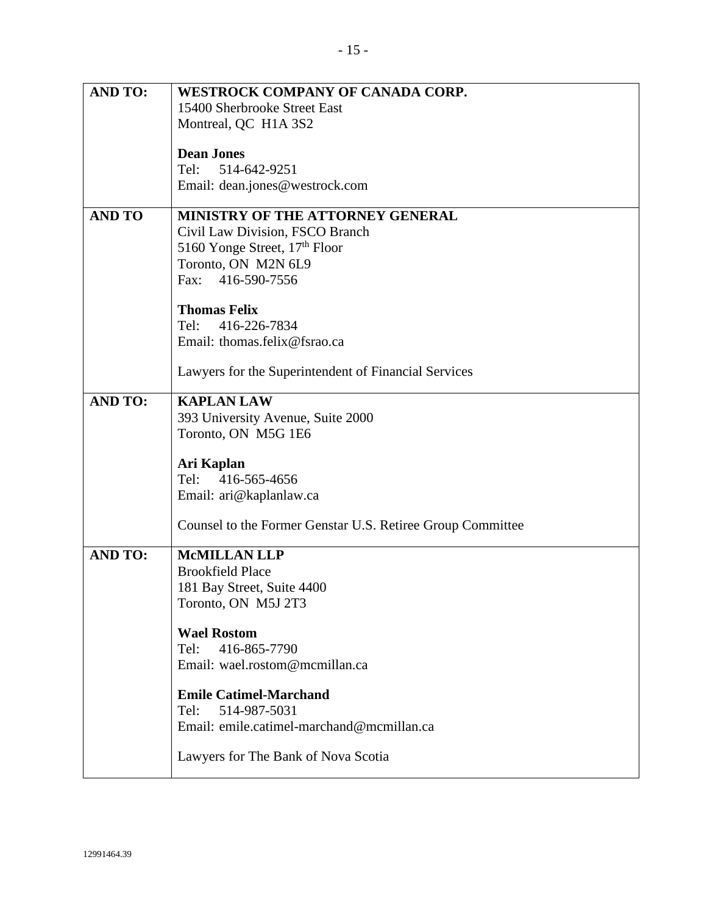| | |
|---|---|
| **AND TO:** | **WESTROCK COMPANY OF CANADA CORP.**<br>15400 Sherbrooke Street East<br>Montreal, QC H1A 3S2<br><br>**Dean Jones**<br>Tel: 514-642-9251<br>Email: dean.jones@westrock.com |
| **AND TO** | **MINISTRY OF THE ATTORNEY GENERAL**<br>Civil Law Division, FSCO Branch<br>5160 Yonge Street, 17th Floor<br>Toronto, ON M2N 6L9<br>Fax: 416-590-7556<br><br>**Thomas Felix**<br>Tel: 416-226-7834<br>Email: thomas.felix@fsrao.ca<br><br>Lawyers for the Superintendent of Financial Services |
| **AND TO:** | **KAPLAN LAW**<br>393 University Avenue, Suite 2000<br>Toronto, ON M5G 1E6<br><br>**Ari Kaplan**<br>Tel: 416-565-4656<br>Email: ari@kaplanlaw.ca<br><br>Counsel to the Former Genstar U.S. Retiree Group Committee |
| **AND TO:** | **McMILLAN LLP**<br>Brookfield Place<br>181 Bay Street, Suite 4400<br>Toronto, ON M5J 2T3<br><br>**Wael Rostom**<br>Tel: 416-865-7790<br>Email: wael.rostom@mcmillan.ca<br><br>**Emile Catimel-Marchand**<br>Tel: 514-987-5031<br>Email: emile.catimel-marchand@mcmillan.ca<br><br>Lawyers for The Bank of Nova Scotia |

12991464.39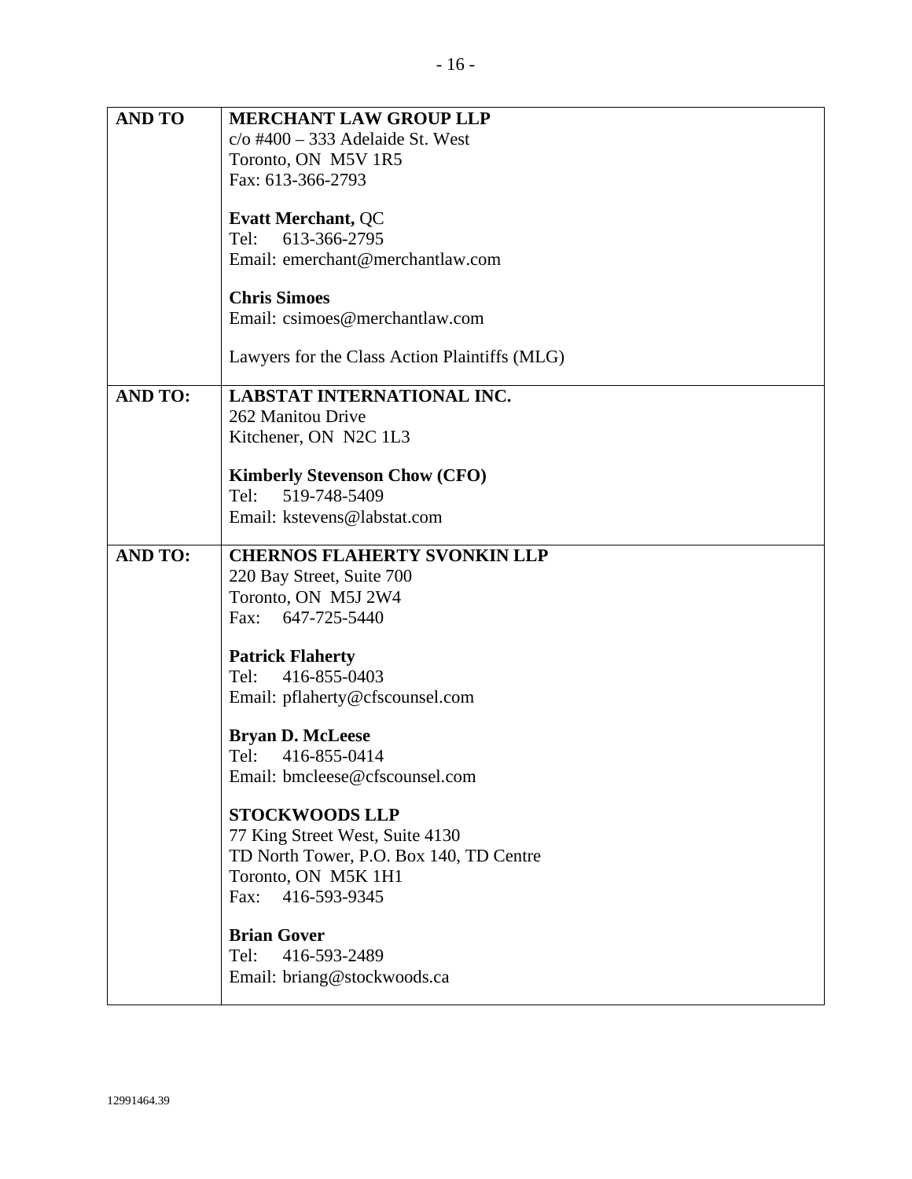| | |
|---|---|
| **AND TO** | **MERCHANT LAW GROUP LLP**<br>c/o #400 – 333 Adelaide St. West<br>Toronto, ON M5V 1R5<br>Fax: 613-366-2793<br><br>**Evatt Merchant,** QC<br>Tel: 613-366-2795<br>Email: emerchant@merchantlaw.com<br><br>**Chris Simoes**<br>Email: csimoes@merchantlaw.com<br><br>Lawyers for the Class Action Plaintiffs (MLG) |
| **AND TO:** | **LABSTAT INTERNATIONAL INC.**<br>262 Manitou Drive<br>Kitchener, ON N2C 1L3<br><br>**Kimberly Stevenson Chow (CFO)**<br>Tel: 519-748-5409<br>Email: kstevens@labstat.com |
| **AND TO:** | **CHERNOS FLAHERTY SVONKIN LLP**<br>220 Bay Street, Suite 700<br>Toronto, ON M5J 2W4<br>Fax: 647-725-5440<br><br>**Patrick Flaherty**<br>Tel: 416-855-0403<br>Email: pflaherty@cfscounsel.com<br><br>**Bryan D. McLeese**<br>Tel: 416-855-0414<br>Email: bmcleese@cfscounsel.com<br><br>**STOCKWOODS LLP**<br>77 King Street West, Suite 4130<br>TD North Tower, P.O. Box 140, TD Centre<br>Toronto, ON M5K 1H1<br>Fax: 416-593-9345<br><br>**Brian Gover**<br>Tel: 416-593-2489<br>Email: briang@stockwoods.ca |

12991464.39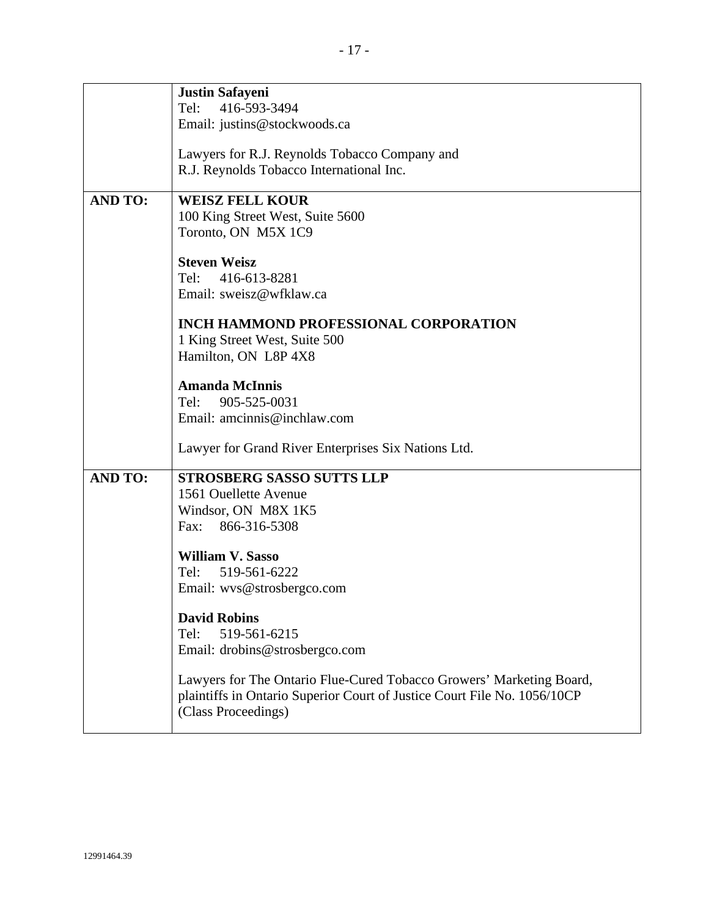| | |
|---|---|
| | **Justin Safayeni**<br>Tel: 416-593-3494<br>Email: justins@stockwoods.ca<br><br>Lawyers for R.J. Reynolds Tobacco Company and R.J. Reynolds Tobacco International Inc. |
| **AND TO:** | **WEISZ FELL KOUR**<br>100 King Street West, Suite 5600<br>Toronto, ON M5X 1C9<br><br>**Steven Weisz**<br>Tel: 416-613-8281<br>Email: sweisz@wfklaw.ca<br><br>**INCH HAMMOND PROFESSIONAL CORPORATION**<br>1 King Street West, Suite 500<br>Hamilton, ON L8P 4X8<br><br>**Amanda McInnis**<br>Tel: 905-525-0031<br>Email: amcinnis@inchlaw.com<br><br>Lawyer for Grand River Enterprises Six Nations Ltd. |
| **AND TO:** | **STROSBERG SASSO SUTTS LLP**<br>1561 Ouellette Avenue<br>Windsor, ON M8X 1K5<br>Fax: 866-316-5308<br><br>**William V. Sasso**<br>Tel: 519-561-6222<br>Email: wvs@strosbergco.com<br><br>**David Robins**<br>Tel: 519-561-6215<br>Email: drobins@strosbergco.com<br><br>Lawyers for The Ontario Flue-Cured Tobacco Growers' Marketing Board, plaintiffs in Ontario Superior Court of Justice Court File No. 1056/10CP (Class Proceedings) |

12991464.39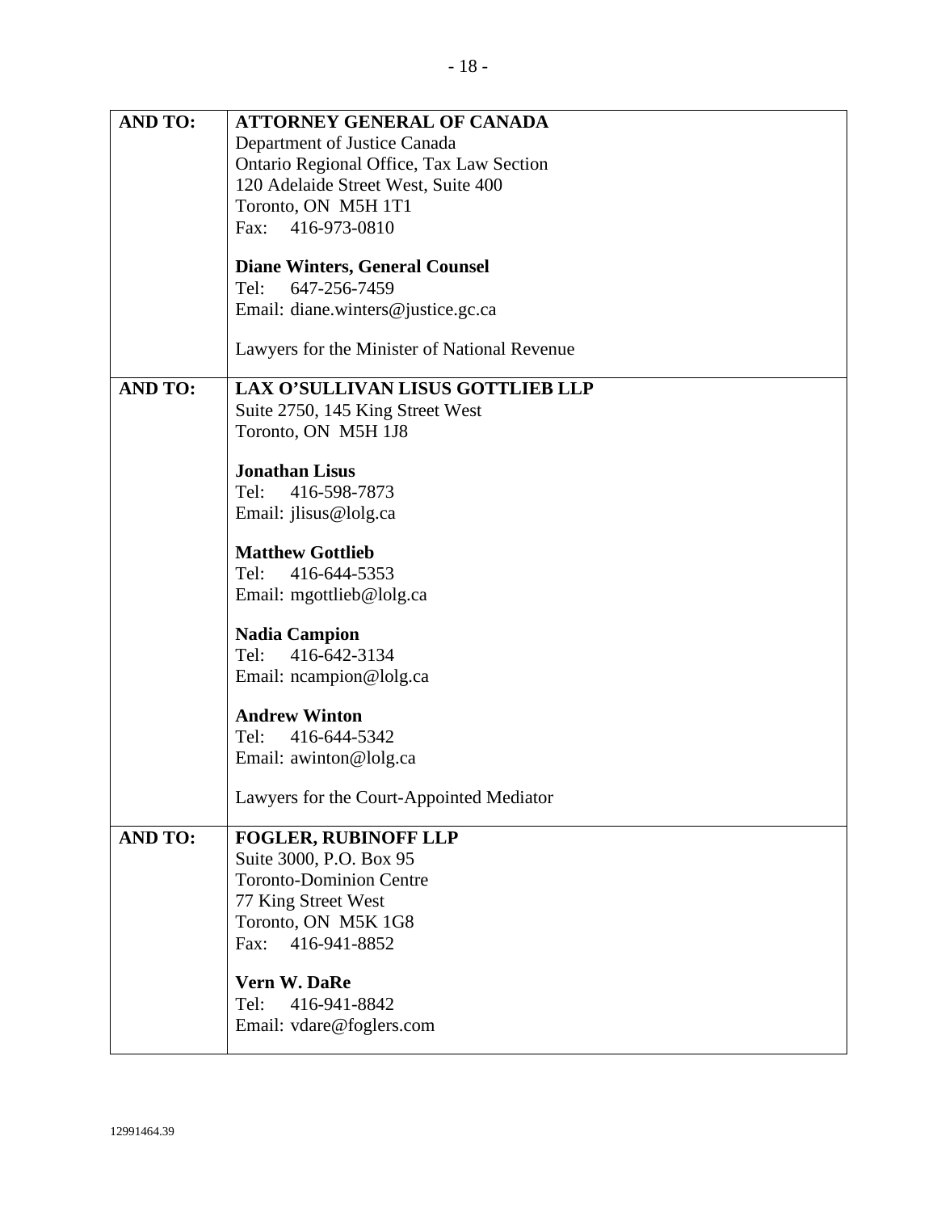| | |
|---|---|
| **AND TO:** | **ATTORNEY GENERAL OF CANADA**<br>Department of Justice Canada<br>Ontario Regional Office, Tax Law Section<br>120 Adelaide Street West, Suite 400<br>Toronto, ON M5H 1T1<br>Fax: 416-973-0810<br><br>**Diane Winters, General Counsel**<br>Tel: 647-256-7459<br>Email: diane.winters@justice.gc.ca<br><br>Lawyers for the Minister of National Revenue |
| **AND TO:** | **LAX O'SULLIVAN LISUS GOTTLIEB LLP**<br>Suite 2750, 145 King Street West<br>Toronto, ON M5H 1J8<br><br>**Jonathan Lisus**<br>Tel: 416-598-7873<br>Email: jlisus@lolg.ca<br><br>**Matthew Gottlieb**<br>Tel: 416-644-5353<br>Email: mgottlieb@lolg.ca<br><br>**Nadia Campion**<br>Tel: 416-642-3134<br>Email: ncampion@lolg.ca<br><br>**Andrew Winton**<br>Tel: 416-644-5342<br>Email: awinton@lolg.ca<br><br>Lawyers for the Court-Appointed Mediator |
| **AND TO:** | **FOGLER, RUBINOFF LLP**<br>Suite 3000, P.O. Box 95<br>Toronto-Dominion Centre<br>77 King Street West<br>Toronto, ON M5K 1G8<br>Fax: 416-941-8852<br><br>**Vern W. DaRe**<br>Tel: 416-941-8842<br>Email: vdare@foglers.com |

12991464.39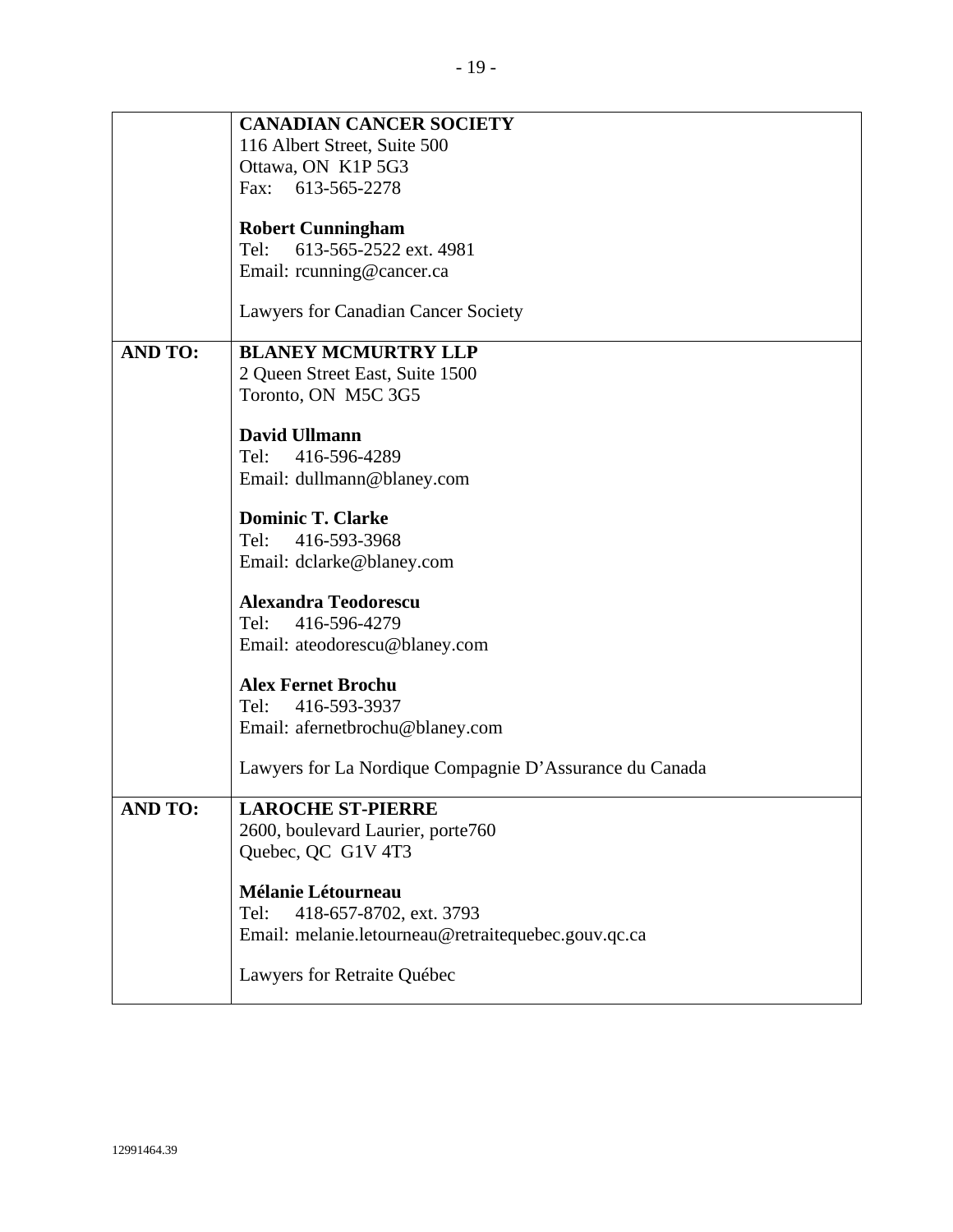| | |
|---|---|
| | **CANADIAN CANCER SOCIETY**<br>116 Albert Street, Suite 500<br>Ottawa, ON K1P 5G3<br>Fax: 613-565-2278<br><br>**Robert Cunningham**<br>Tel: 613-565-2522 ext. 4981<br>Email: rcunning@cancer.ca<br><br>Lawyers for Canadian Cancer Society |
| **AND TO:** | **BLANEY MCMURTRY LLP**<br>2 Queen Street East, Suite 1500<br>Toronto, ON M5C 3G5<br><br>**David Ullmann**<br>Tel: 416-596-4289<br>Email: dullmann@blaney.com<br><br>**Dominic T. Clarke**<br>Tel: 416-593-3968<br>Email: dclarke@blaney.com<br><br>**Alexandra Teodorescu**<br>Tel: 416-596-4279<br>Email: ateodorescu@blaney.com<br><br>**Alex Fernet Brochu**<br>Tel: 416-593-3937<br>Email: afernetbrochu@blaney.com<br><br>Lawyers for La Nordique Compagnie D'Assurance du Canada |
| **AND TO:** | **LAROCHE ST-PIERRE**<br>2600, boulevard Laurier, porte760<br>Quebec, QC G1V 4T3<br><br>**Mélanie Létourneau**<br>Tel: 418-657-8702, ext. 3793<br>Email: melanie.letourneau@retraitequebec.gouv.qc.ca<br><br>Lawyers for Retraite Québec |

12991464.39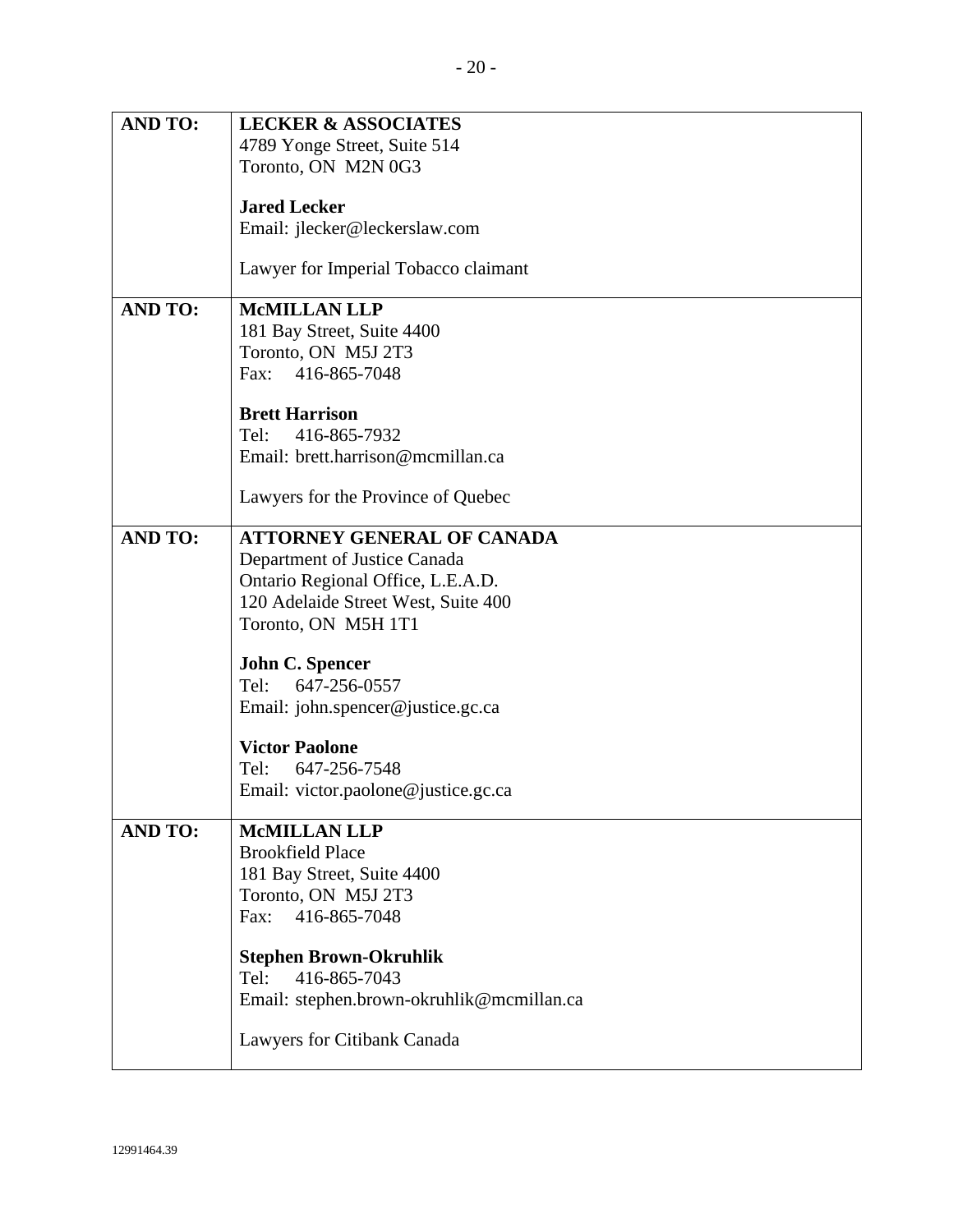| | |
|---|---|
| **AND TO:** | **LECKER & ASSOCIATES**<br>4789 Yonge Street, Suite 514<br>Toronto, ON M2N 0G3<br><br>**Jared Lecker**<br>Email: jlecker@leckerslaw.com<br><br>Lawyer for Imperial Tobacco claimant |
| **AND TO:** | **McMILLAN LLP**<br>181 Bay Street, Suite 4400<br>Toronto, ON M5J 2T3<br>Fax: 416-865-7048<br><br>**Brett Harrison**<br>Tel: 416-865-7932<br>Email: brett.harrison@mcmillan.ca<br><br>Lawyers for the Province of Quebec |
| **AND TO:** | **ATTORNEY GENERAL OF CANADA**<br>Department of Justice Canada<br>Ontario Regional Office, L.E.A.D.<br>120 Adelaide Street West, Suite 400<br>Toronto, ON M5H 1T1<br><br>**John C. Spencer**<br>Tel: 647-256-0557<br>Email: john.spencer@justice.gc.ca<br><br>**Victor Paolone**<br>Tel: 647-256-7548<br>Email: victor.paolone@justice.gc.ca |
| **AND TO:** | **McMILLAN LLP**<br>Brookfield Place<br>181 Bay Street, Suite 4400<br>Toronto, ON M5J 2T3<br>Fax: 416-865-7048<br><br>**Stephen Brown-Okruhlik**<br>Tel: 416-865-7043<br>Email: stephen.brown-okruhlik@mcmillan.ca<br><br>Lawyers for Citibank Canada |

12991464.39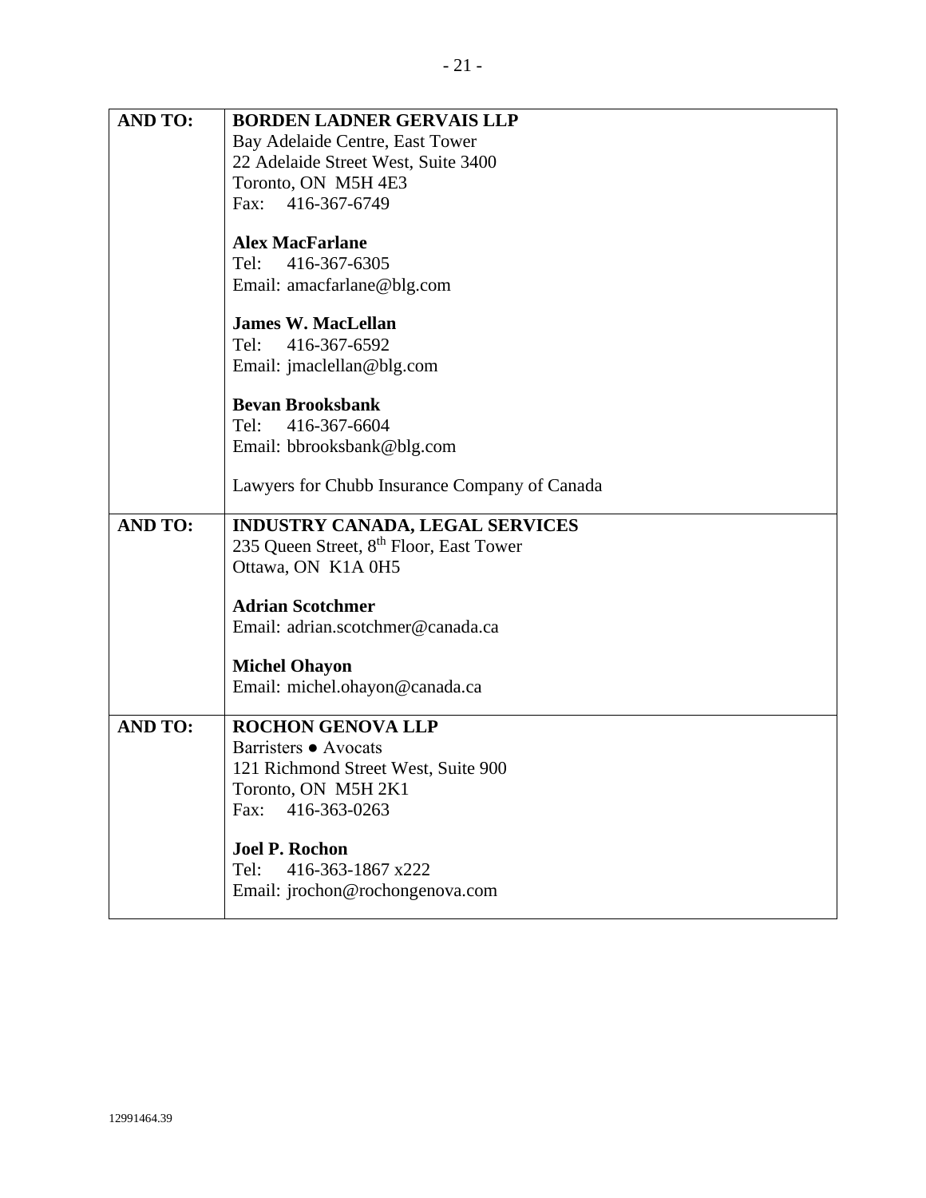| | |
|---|---|
| **AND TO:** | **BORDEN LADNER GERVAIS LLP**<br>Bay Adelaide Centre, East Tower<br>22 Adelaide Street West, Suite 3400<br>Toronto, ON M5H 4E3<br>Fax: 416-367-6749<br><br>**Alex MacFarlane**<br>Tel: 416-367-6305<br>Email: amacfarlane@blg.com<br><br>**James W. MacLellan**<br>Tel: 416-367-6592<br>Email: jmaclellan@blg.com<br><br>**Bevan Brooksbank**<br>Tel: 416-367-6604<br>Email: bbrooksbank@blg.com<br><br>Lawyers for Chubb Insurance Company of Canada |
| **AND TO:** | **INDUSTRY CANADA, LEGAL SERVICES**<br>235 Queen Street, 8th Floor, East Tower<br>Ottawa, ON K1A 0H5<br><br>**Adrian Scotchmer**<br>Email: adrian.scotchmer@canada.ca<br><br>**Michel Ohayon**<br>Email: michel.ohayon@canada.ca |
| **AND TO:** | **ROCHON GENOVA LLP**<br>Barristers ● Avocats<br>121 Richmond Street West, Suite 900<br>Toronto, ON M5H 2K1<br>Fax: 416-363-0263<br><br>**Joel P. Rochon**<br>Tel: 416-363-1867 x222<br>Email: jrochon@rochongenova.com |

12991464.39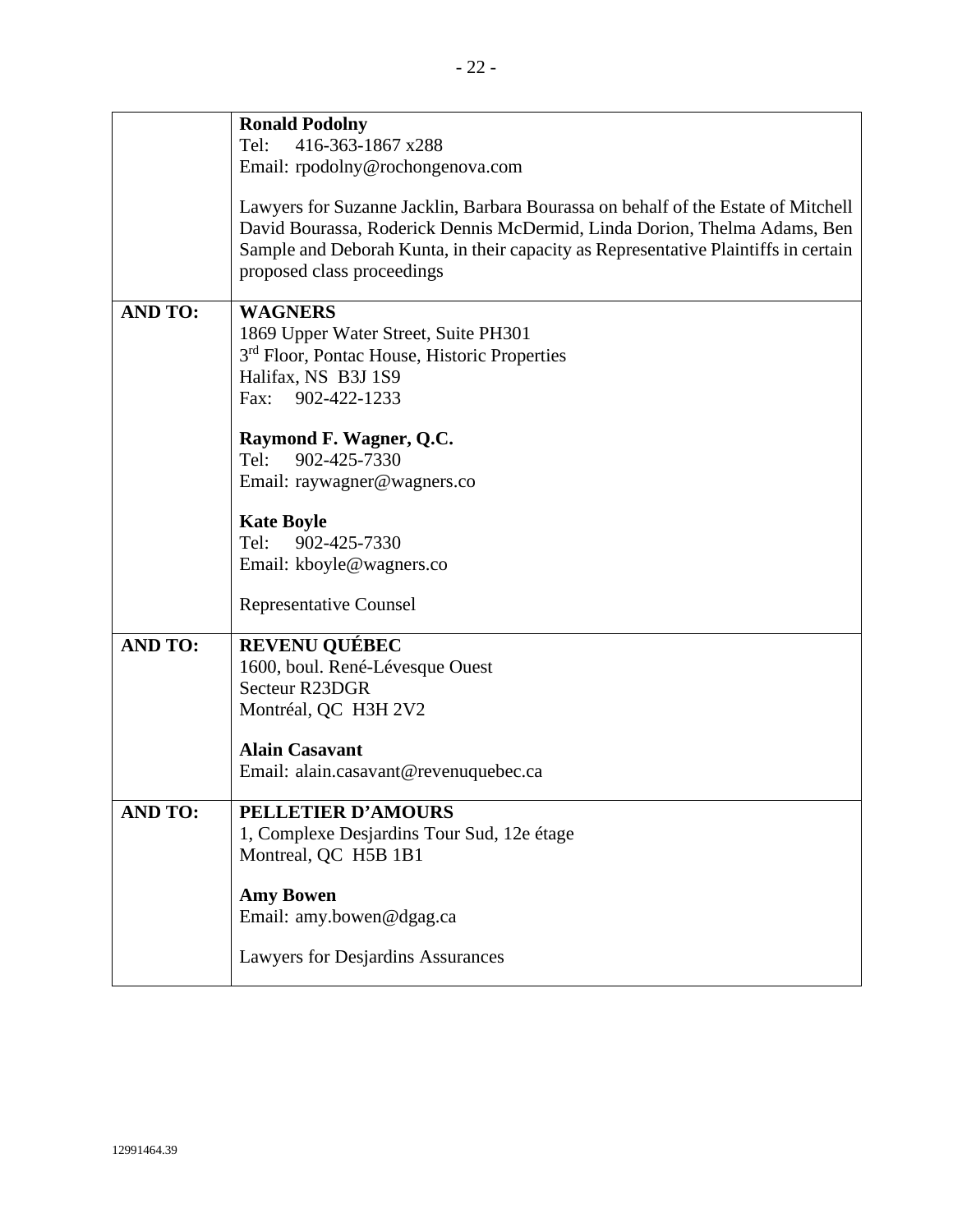| | |
|---|---|
| | **Ronald Podolny**<br>Tel: 416-363-1867 x288<br>Email: rpodolny@rochongenova.com<br><br>Lawyers for Suzanne Jacklin, Barbara Bourassa on behalf of the Estate of Mitchell David Bourassa, Roderick Dennis McDermid, Linda Dorion, Thelma Adams, Ben Sample and Deborah Kunta, in their capacity as Representative Plaintiffs in certain proposed class proceedings |
| **AND TO:** | **WAGNERS**<br>1869 Upper Water Street, Suite PH301<br>3rd Floor, Pontac House, Historic Properties<br>Halifax, NS B3J 1S9<br>Fax: 902-422-1233<br><br>**Raymond F. Wagner, Q.C.**<br>Tel: 902-425-7330<br>Email: raywagner@wagners.co<br><br>**Kate Boyle**<br>Tel: 902-425-7330<br>Email: kboyle@wagners.co<br><br>Representative Counsel |
| **AND TO:** | **REVENU QUÉBEC**<br>1600, boul. René-Lévesque Ouest<br>Secteur R23DGR<br>Montréal, QC H3H 2V2<br><br>**Alain Casavant**<br>Email: alain.casavant@revenuquebec.ca |
| **AND TO:** | **PELLETIER D'AMOURS**<br>1, Complexe Desjardins Tour Sud, 12e étage<br>Montreal, QC H5B 1B1<br><br>**Amy Bowen**<br>Email: amy.bowen@dgag.ca<br><br>Lawyers for Desjardins Assurances |

12991464.39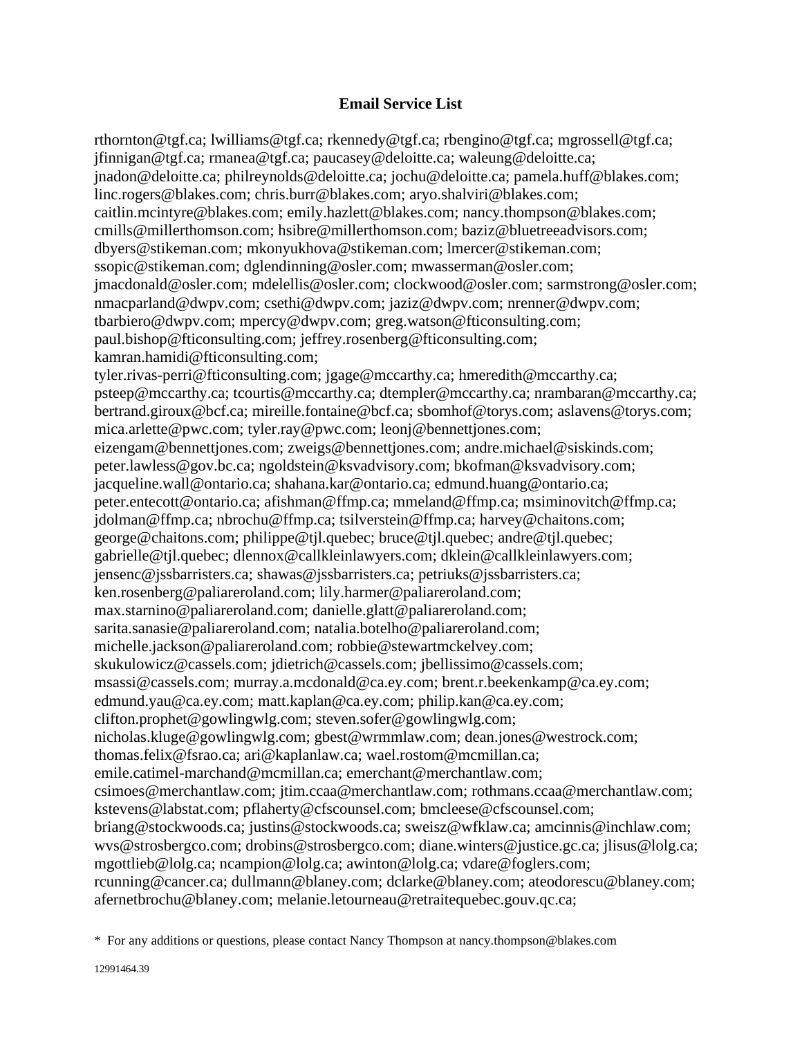## Email Service List

rthornton@tgf.ca; lwilliams@tgf.ca; rkennedy@tgf.ca; rbengino@tgf.ca; mgrossell@tgf.ca; jfinnigan@tgf.ca; rmanea@tgf.ca; paucasey@deloitte.ca; waleung@deloitte.ca; jnadon@deloitte.ca; philreynolds@deloitte.ca; jochu@deloitte.ca; pamela.huff@blakes.com; linc.rogers@blakes.com; chris.burr@blakes.com; aryo.shalviri@blakes.com; caitlin.mcintyre@blakes.com; emily.hazlett@blakes.com; nancy.thompson@blakes.com; cmills@millerthomson.com; hsibre@millerthomson.com; baziz@bluetreeadvisors.com; dbyers@stikeman.com; mkonyukhova@stikeman.com; lmercer@stikeman.com; ssopic@stikeman.com; dglendinning@osler.com; mwasserman@osler.com; jmacdonald@osler.com; mdelellis@osler.com; clockwood@osler.com; sarmstrong@osler.com; nmacparland@dwpv.com; csethi@dwpv.com; jaziz@dwpv.com; nrenner@dwpv.com; tbarbiero@dwpv.com; mpercy@dwpv.com; greg.watson@fticonsulting.com; paul.bishop@fticonsulting.com; jeffrey.rosenberg@fticonsulting.com; kamran.hamidi@fticonsulting.com; tyler.rivas-perri@fticonsulting.com; jgage@mccarthy.ca; hmeredith@mccarthy.ca; psteep@mccarthy.ca; tcourtis@mccarthy.ca; dtempler@mccarthy.ca; nrambaran@mccarthy.ca; bertrand.giroux@bcf.ca; mireille.fontaine@bcf.ca; sbomhof@torys.com; aslavens@torys.com; mica.arlette@pwc.com; tyler.ray@pwc.com; leonj@bennettjones.com; eizengam@bennettjones.com; zweigs@bennettjones.com; andre.michael@siskinds.com; peter.lawless@gov.bc.ca; ngoldstein@ksvadvisory.com; bkofman@ksvadvisory.com; jacqueline.wall@ontario.ca; shahana.kar@ontario.ca; edmund.huang@ontario.ca; peter.entecott@ontario.ca; afishman@ffmp.ca; mmeland@ffmp.ca; msiminovitch@ffmp.ca; jdolman@ffmp.ca; nbrochu@ffmp.ca; tsilverstein@ffmp.ca; harvey@chaitons.com; george@chaitons.com; philippe@tjl.quebec; bruce@tjl.quebec; andre@tjl.quebec; gabrielle@tjl.quebec; dlennox@callkleinlawyers.com; dklein@callkleinlawyers.com; jensenc@jssbarristers.ca; shawas@jssbarristers.ca; petriuks@jssbarristers.ca; ken.rosenberg@paliareroland.com; lily.harmer@paliareroland.com; max.starnino@paliareroland.com; danielle.glatt@paliareroland.com; sarita.sanasie@paliareroland.com; natalia.botelho@paliareroland.com; michelle.jackson@paliareroland.com; robbie@stewartmckelvey.com; skukulowicz@cassels.com; jdietrich@cassels.com; jbellissimo@cassels.com; msassi@cassels.com; murray.a.mcdonald@ca.ey.com; brent.r.beekenkamp@ca.ey.com; edmund.yau@ca.ey.com; matt.kaplan@ca.ey.com; philip.kan@ca.ey.com; clifton.prophet@gowlingwlg.com; steven.sofer@gowlingwlg.com; nicholas.kluge@gowlingwlg.com; gbest@wrmmlaw.com; dean.jones@westrock.com; thomas.felix@fsrao.ca; ari@kaplanlaw.ca; wael.rostom@mcmillan.ca; emile.catimel-marchand@mcmillan.ca; emerchant@merchantlaw.com; csimoes@merchantlaw.com; jtim.ccaa@merchantlaw.com; rothmans.ccaa@merchantlaw.com; kstevens@labstat.com; pflaherty@cfscounsel.com; bmcleese@cfscounsel.com; briang@stockwoods.ca; justins@stockwoods.ca; sweisz@wfklaw.ca; amcinnis@inchlaw.com; wvs@strosbergco.com; drobins@strosbergco.com; diane.winters@justice.gc.ca; jlisus@lolg.ca; mgottlieb@lolg.ca; ncampion@lolg.ca; awinton@lolg.ca; vdare@foglers.com; rcunning@cancer.ca; dullmann@blaney.com; dclarke@blaney.com; ateodorescu@blaney.com; afernetbrochu@blaney.com; melanie.letourneau@retraitequebec.gouv.qc.ca;

\* For any additions or questions, please contact Nancy Thompson at nancy.thompson@blakes.com

12991464.39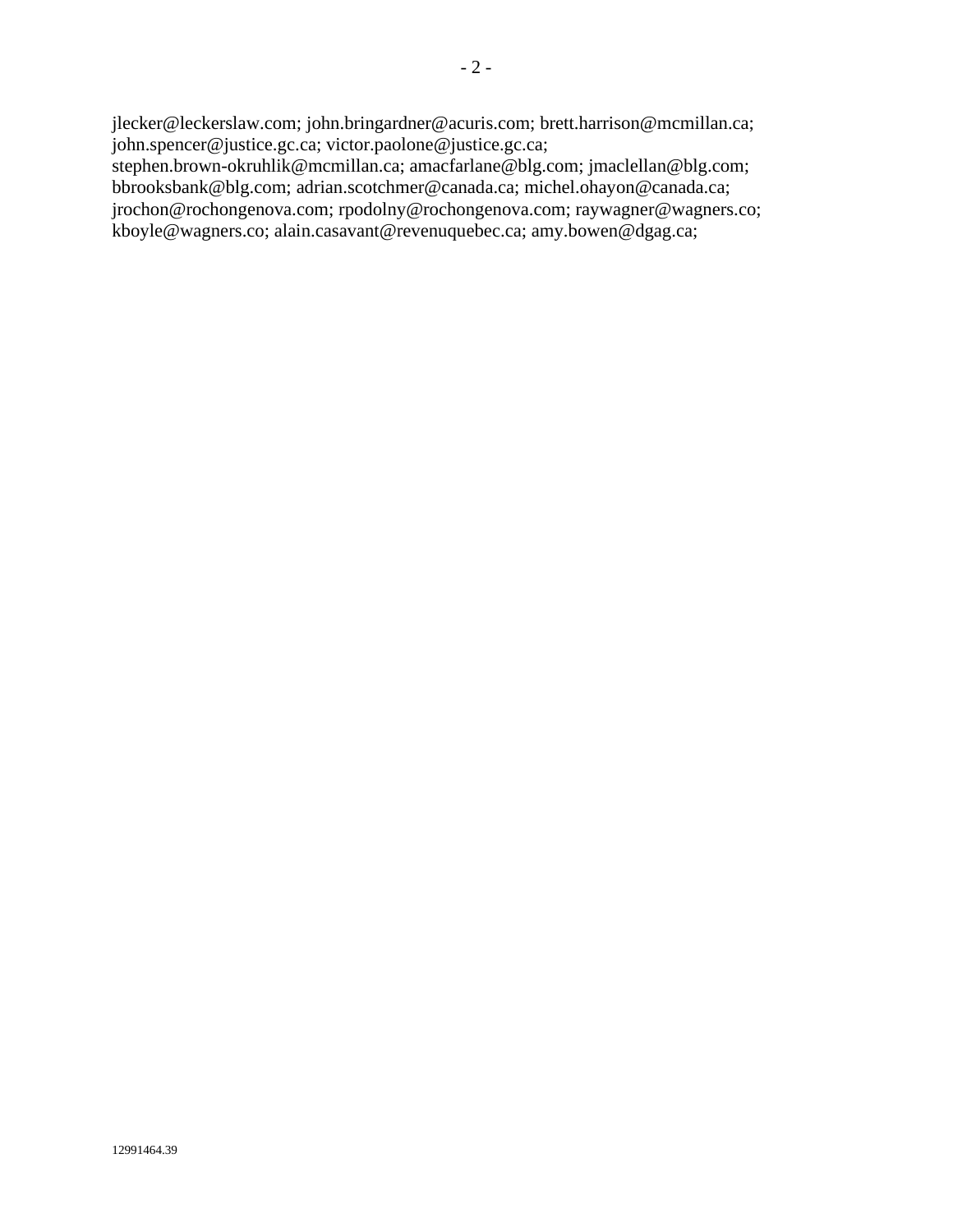jlecker@leckerslaw.com; john.bringardner@acuris.com; brett.harrison@mcmillan.ca; john.spencer@justice.gc.ca; victor.paolone@justice.gc.ca; stephen.brown-okruhlik@mcmillan.ca; amacfarlane@blg.com; jmaclellan@blg.com; bbrooksbank@blg.com; adrian.scotchmer@canada.ca; michel.ohayon@canada.ca; jrochon@rochongenova.com; rpodolny@rochongenova.com; raywagner@wagners.co; kboyle@wagners.co; alain.casavant@revenuquebec.ca; amy.bowen@dgag.ca;

12991464.39